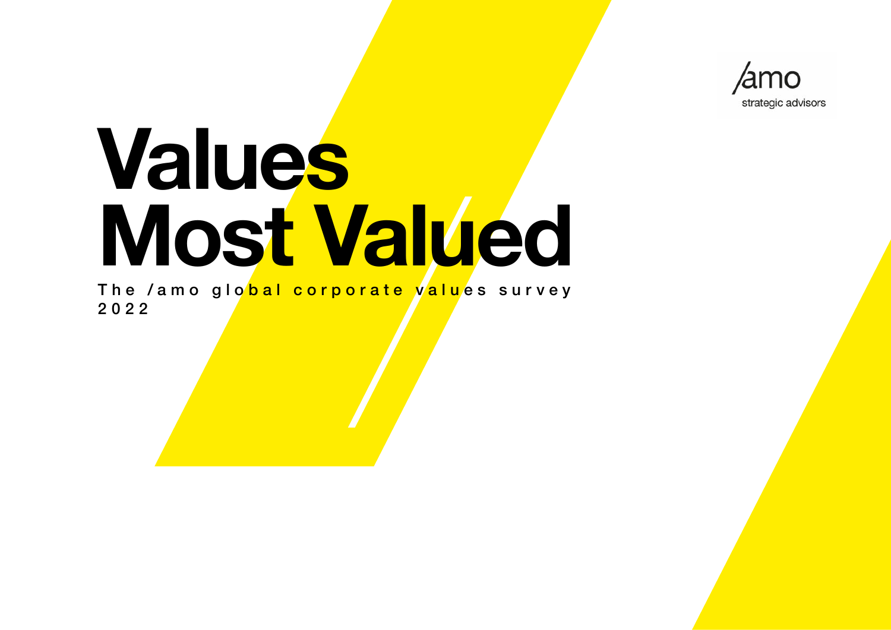/amo

strategic advisors

# Values Most Valued

The /amo global corporate values survey 2022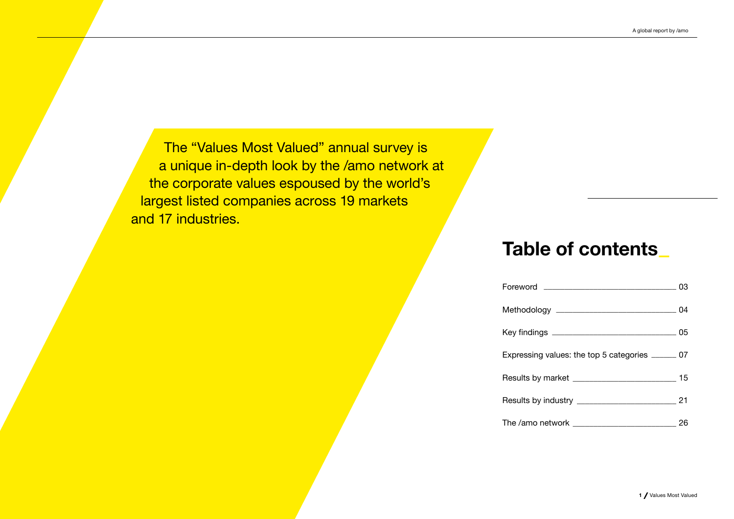The "Values Most Valued" annual survey is a unique in-depth look by the /amo network at the corporate values espoused by the world's largest listed companies across 19 markets and 17 industries.

## Table of contents

| | |
|---|---|
| Foreword | 03 |
| Methodology | 04 |
| Key findings | 05 |
| Expressing values: the top 5 categories | 07 |
| Results by market | 15 |
| Results by industry | 21 |
| The /amo network | 26 |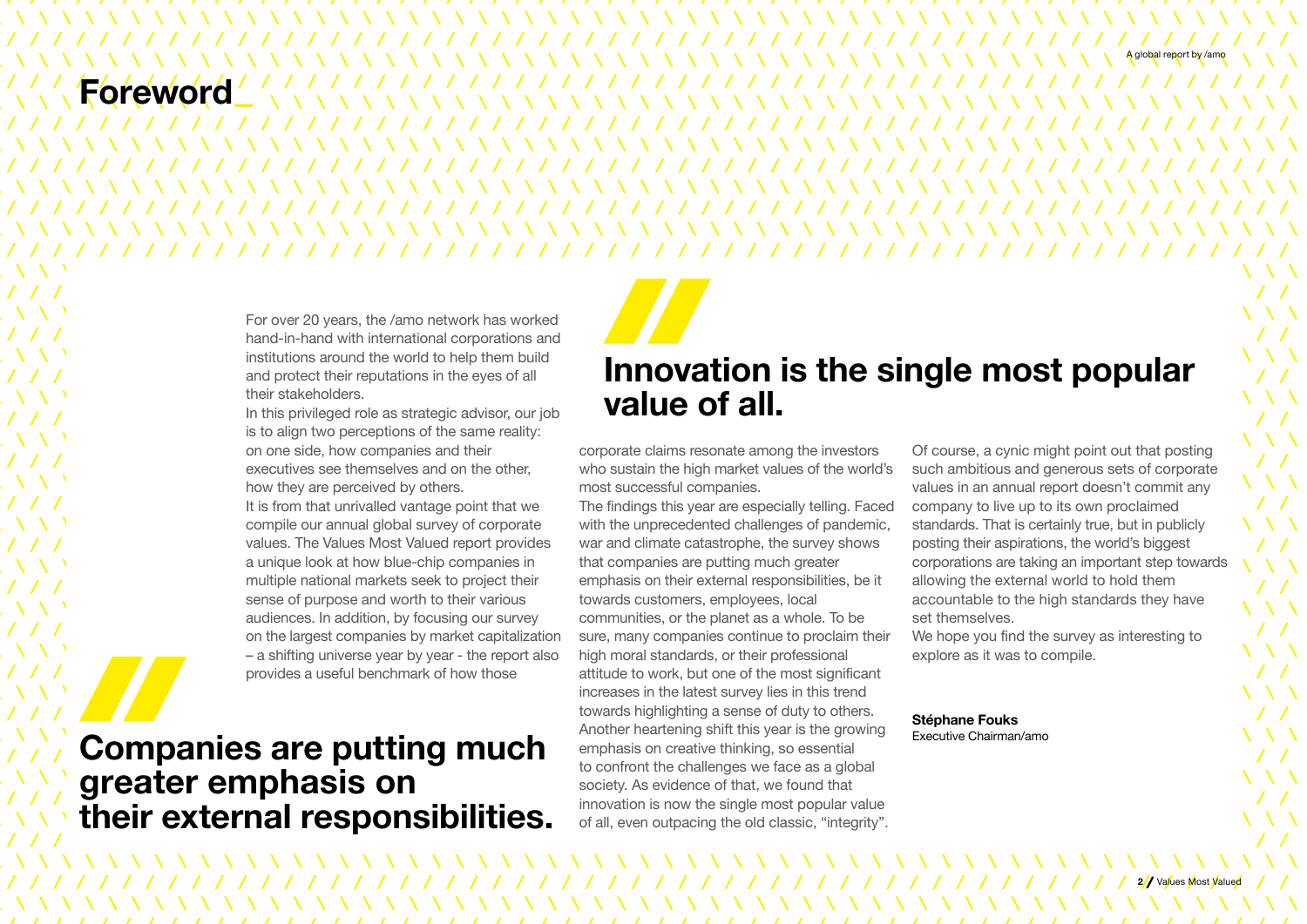# Foreword_

For over 20 years, the /amo network has worked hand-in-hand with international corporations and institutions around the world to help them build and protect their reputations in the eyes of all their stakeholders.

In this privileged role as strategic advisor, our job is to align two perceptions of the same reality: on one side, how companies and their executives see themselves and on the other, how they are perceived by others.

It is from that unrivalled vantage point that we compile our annual global survey of corporate values. The Values Most Valued report provides a unique look at how blue-chip companies in multiple national markets seek to project their sense of purpose and worth to their various audiences. In addition, by focusing our survey on the largest companies by market capitalization – a shifting universe year by year - the report also provides a useful benchmark of how those corporate claims resonate among the investors who sustain the high market values of the world's most successful companies.

> **Companies are putting much greater emphasis on their external responsibilities.**

The findings this year are especially telling. Faced with the unprecedented challenges of pandemic, war and climate catastrophe, the survey shows that companies are putting much greater emphasis on their external responsibilities, be it towards customers, employees, local communities, or the planet as a whole. To be sure, many companies continue to proclaim their high moral standards, or their professional attitude to work, but one of the most significant increases in the latest survey lies in this trend towards highlighting a sense of duty to others.

Another heartening shift this year is the growing emphasis on creative thinking, so essential to confront the challenges we face as a global society. As evidence of that, we found that innovation is now the single most popular value of all, even outpacing the old classic, "integrity".

> **Innovation is the single most popular value of all.**

Of course, a cynic might point out that posting such ambitious and generous sets of corporate values in an annual report doesn't commit any company to live up to its own proclaimed standards. That is certainly true, but in publicly posting their aspirations, the world's biggest corporations are taking an important step towards allowing the external world to hold them accountable to the high standards they have set themselves.

We hope you find the survey as interesting to explore as it was to compile.

**Stéphane Fouks**
Executive Chairman/amo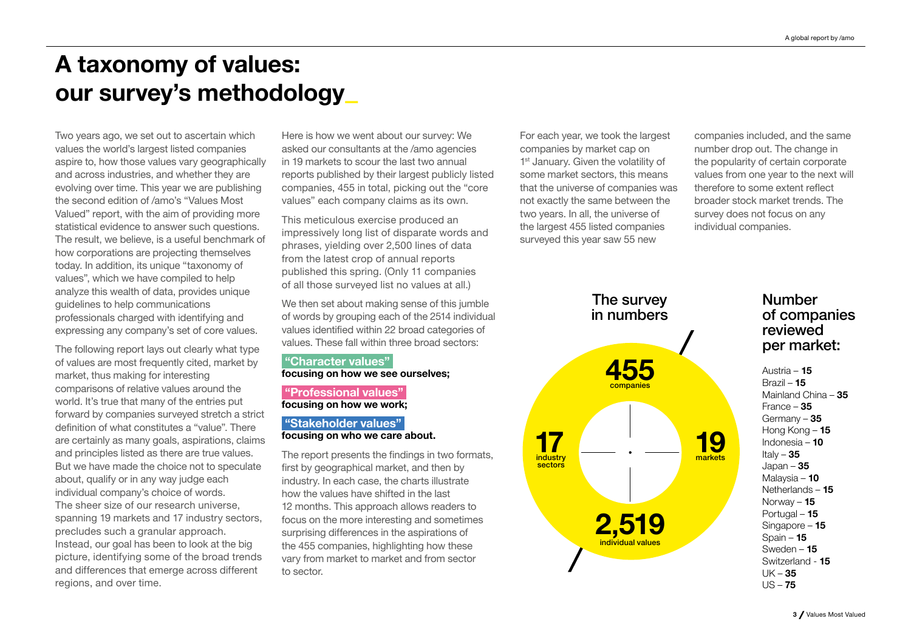# A taxonomy of values: our survey's methodology_

Two years ago, we set out to ascertain which values the world's largest listed companies aspire to, how those values vary geographically and across industries, and whether they are evolving over time. This year we are publishing the second edition of /amo's "Values Most Valued" report, with the aim of providing more statistical evidence to answer such questions. The result, we believe, is a useful benchmark of how corporations are projecting themselves today. In addition, its unique "taxonomy of values", which we have compiled to help analyze this wealth of data, provides unique guidelines to help communications professionals charged with identifying and expressing any company's set of core values.

The following report lays out clearly what type of values are most frequently cited, market by market, thus making for interesting comparisons of relative values around the world. It's true that many of the entries put forward by companies surveyed stretch a strict definition of what constitutes a "value". There are certainly as many goals, aspirations, claims and principles listed as there are true values. But we have made the choice not to speculate about, qualify or in any way judge each individual company's choice of words. The sheer size of our research universe, spanning 19 markets and 17 industry sectors, precludes such a granular approach. Instead, our goal has been to look at the big picture, identifying some of the broad trends and differences that emerge across different regions, and over time.

Here is how we went about our survey: We asked our consultants at the /amo agencies in 19 markets to scour the last two annual reports published by their largest publicly listed companies, 455 in total, picking out the "core values" each company claims as its own.

This meticulous exercise produced an impressively long list of disparate words and phrases, yielding over 2,500 lines of data from the latest crop of annual reports published this spring. (Only 11 companies of all those surveyed list no values at all.)

We then set about making sense of this jumble of words by grouping each of the 2514 individual values identified within 22 broad categories of values. These fall within three broad sectors:

**"Character values"**
**focusing on how we see ourselves;**

**"Professional values"**
**focusing on how we work;**

**"Stakeholder values"**
**focusing on who we care about.**

The report presents the findings in two formats, first by geographical market, and then by industry. In each case, the charts illustrate how the values have shifted in the last 12 months. This approach allows readers to focus on the more interesting and sometimes surprising differences in the aspirations of the 455 companies, highlighting how these vary from market to market and from sector to sector.

For each year, we took the largest companies by market cap on 1st January. Given the volatility of some market sectors, this means that the universe of companies was not exactly the same between the two years. In all, the universe of the largest 455 listed companies surveyed this year saw 55 new companies included, and the same number drop out. The change in the popularity of certain corporate values from one year to the next will therefore to some extent reflect broader stock market trends. The survey does not focus on any individual companies.

## The survey in numbers

**455** companies

**17** industry sectors

**19** markets

**2,519** individual values

## Number of companies reviewed per market:

Austria – **15**
Brazil – **15**
Mainland China – **35**
France – **35**
Germany – **35**
Hong Kong – **15**
Indonesia – **10**
Italy – **35**
Japan – **35**
Malaysia – **10**
Netherlands – **15**
Norway – **15**
Portugal – **15**
Singapore – **15**
Spain – **15**
Sweden – **15**
Switzerland - **15**
UK – **35**
US – **75**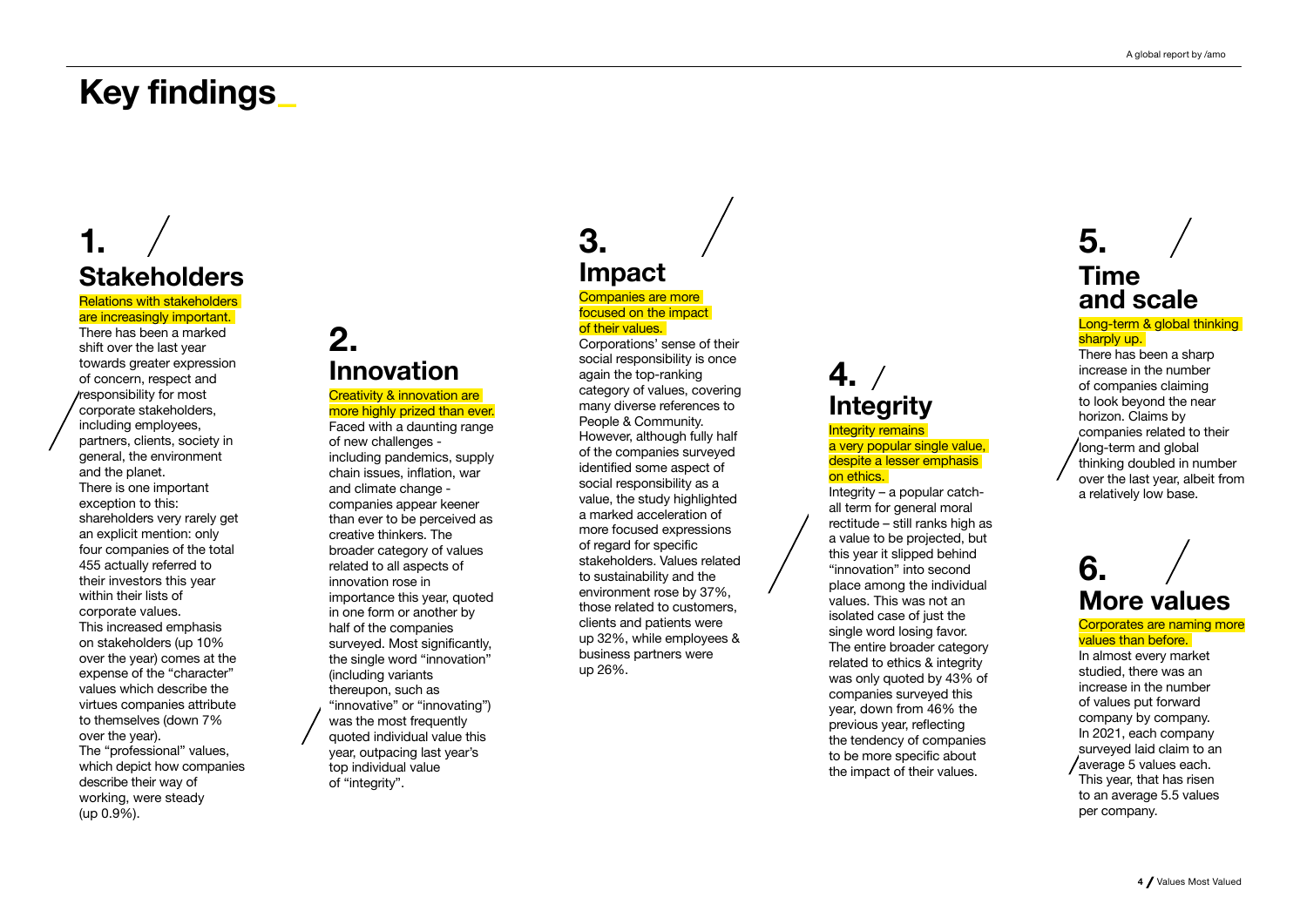# Key findings_

## 1. Stakeholders

Relations with stakeholders are increasingly important.

There has been a marked shift over the last year towards greater expression of concern, respect and responsibility for most corporate stakeholders, including employees, partners, clients, society in general, the environment and the planet.

There is one important exception to this: shareholders very rarely get an explicit mention: only four companies of the total 455 actually referred to their investors this year within their lists of corporate values.

This increased emphasis on stakeholders (up 10% over the year) comes at the expense of the "character" values which describe the virtues companies attribute to themselves (down 7% over the year).

The "professional" values, which depict how companies describe their way of working, were steady (up 0.9%).

## 2. Innovation

Creativity & innovation are more highly prized than ever.

Faced with a daunting range of new challenges - including pandemics, supply chain issues, inflation, war and climate change - companies appear keener than ever to be perceived as creative thinkers. The broader category of values related to all aspects of innovation rose in importance this year, quoted in one form or another by half of the companies surveyed. Most significantly, the single word "innovation" (including variants thereupon, such as "innovative" or "innovating") was the most frequently quoted individual value this year, outpacing last year's top individual value of "integrity".

## 3. Impact

Companies are more focused on the impact of their values.

Corporations' sense of their social responsibility is once again the top-ranking category of values, covering many diverse references to People & Community. However, although fully half of the companies surveyed identified some aspect of social responsibility as a value, the study highlighted a marked acceleration of more focused expressions of regard for specific stakeholders. Values related to sustainability and the environment rose by 37%, those related to customers, clients and patients were up 32%, while employees & business partners were up 26%.

## 4. Integrity

Integrity remains a very popular single value, despite a lesser emphasis on ethics.

Integrity – a popular catch-all term for general moral rectitude – still ranks high as a value to be projected, but this year it slipped behind "innovation" into second place among the individual values. This was not an isolated case of just the single word losing favor. The entire broader category related to ethics & integrity was only quoted by 43% of companies surveyed this year, down from 46% the previous year, reflecting the tendency of companies to be more specific about the impact of their values.

## 5. Time and scale

Long-term & global thinking sharply up.

There has been a sharp increase in the number of companies claiming to look beyond the near horizon. Claims by companies related to their long-term and global thinking doubled in number over the last year, albeit from a relatively low base.

## 6. More values

Corporates are naming more values than before.

In almost every market studied, there was an increase in the number of values put forward company by company. In 2021, each company surveyed laid claim to an average 5 values each. This year, that has risen to an average 5.5 values per company.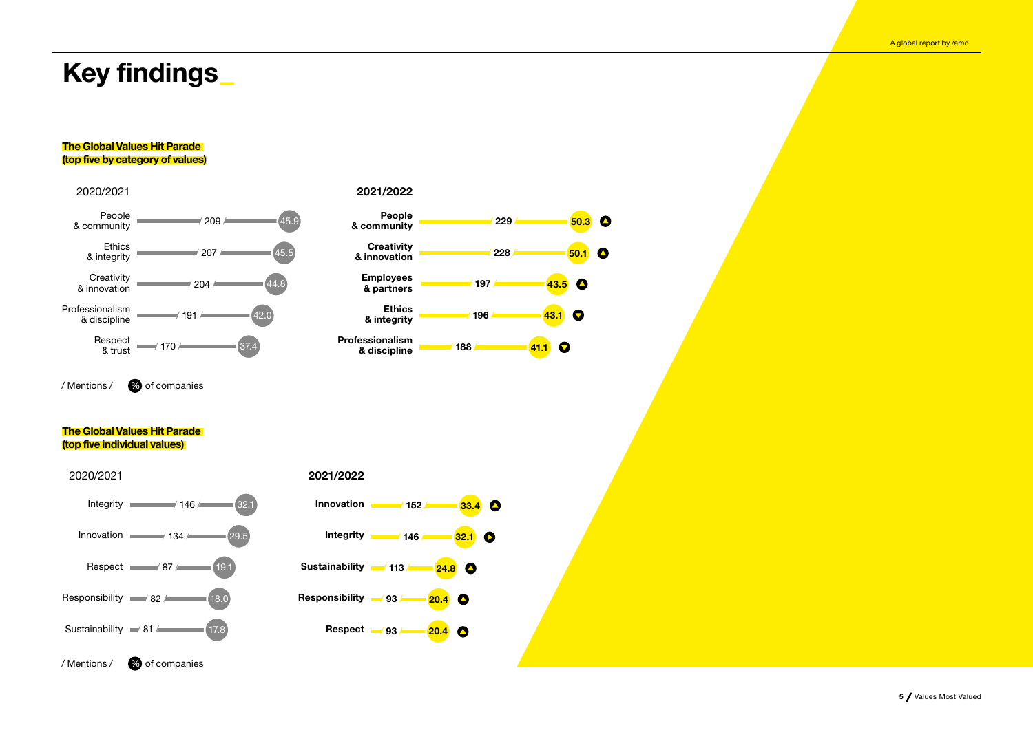# Key findings_

**The Global Values Hit Parade (top five by category of values)**

2020/2021

| Category | Mentions | % of companies |
|---|---|---|
| People & community | 209 | 45.9 |
| Ethics & integrity | 207 | 45.5 |
| Creativity & innovation | 204 | 44.8 |
| Professionalism & discipline | 191 | 42.0 |
| Respect & trust | 170 | 37.4 |

2021/2022

| Category | Mentions | % of companies | Trend |
|---|---|---|---|
| People & community | 229 | 50.3 | ▲ |
| Creativity & innovation | 228 | 50.1 | ▲ |
| Employees & partners | 197 | 43.5 | ▲ |
| Ethics & integrity | 196 | 43.1 | ▼ |
| Professionalism & discipline | 188 | 41.1 | ▼ |

/ Mentions / % of companies

**The Global Values Hit Parade (top five individual values)**

2020/2021

| Value | Mentions | % of companies |
|---|---|---|
| Integrity | 146 | 32.1 |
| Innovation | 134 | 29.5 |
| Respect | 87 | 19.1 |
| Responsibility | 82 | 18.0 |
| Sustainability | 81 | 17.8 |

2021/2022

| Value | Mentions | % of companies | Trend |
|---|---|---|---|
| Innovation | 152 | 33.4 | ▲ |
| Integrity | 146 | 32.1 | ► |
| Sustainability | 113 | 24.8 | ▲ |
| Responsibility | 93 | 20.4 | ▲ |
| Respect | 93 | 20.4 | ▲ |

/ Mentions / % of companies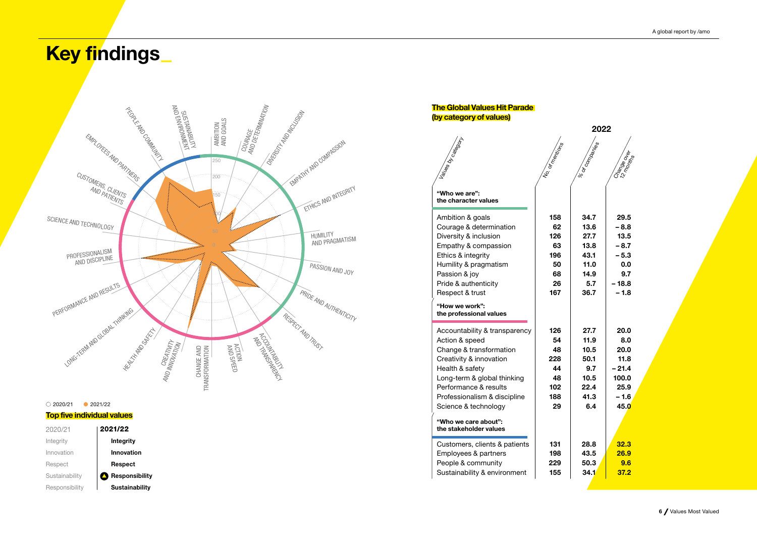# Key findings_

PEOPLE AND COMMUNITY
SUSTAINABILITY AND ENVIRONMENT
AMBITION AND GOALS
COURAGE AND DETERMINATION
DIVERSITY AND INCLUSION
EMPATHY AND COMPASSION
ETHICS AND INTEGRITY
HUMILITY AND PRAGMATISM
PASSION AND JOY
PRIDE AND AUTHENTICITY
RESPECT AND TRUST
ACCOUNTABILITY AND TRANSPARENCY
ACTION AND SPEED
CHANGE AND TRANSFORMATION
CREATIVITY AND INNOVATION
HEALTH AND SAFETY
LONG-TERM AND GLOBAL THINKING
PERFORMANCE AND RESULTS
PROFESSIONALISM AND DISCIPLINE
SCIENCE AND TECHNOLOGY
CUSTOMERS, CLIENTS AND PATIENTS
EMPLOYEES AND PARTNERS

2020/21 2021/22

## Top five individual values

| 2020/21 | 2021/22 |
|---|---|
| Integrity | **Integrity** |
| Innovation | **Innovation** |
| Respect | **Respect** |
| Sustainability | ▲ **Responsibility** |
| Responsibility | **Sustainability** |

## The Global Values Hit Parade (by category of values)

| Values by category | No. of mentions (2022) | % of companies (2022) | Change over 12 months (2022) |
|---|---|---|---|
| **"Who we are": the character values** | | | |
| Ambition & goals | 158 | 34.7 | 29.5 |
| Courage & determination | 62 | 13.6 | – 8.8 |
| Diversity & inclusion | 126 | 27.7 | 13.5 |
| Empathy & compassion | 63 | 13.8 | – 8.7 |
| Ethics & integrity | 196 | 43.1 | – 5.3 |
| Humility & pragmatism | 50 | 11.0 | 0.0 |
| Passion & joy | 68 | 14.9 | 9.7 |
| Pride & authenticity | 26 | 5.7 | – 18.8 |
| Respect & trust | 167 | 36.7 | – 1.8 |
| **"How we work": the professional values** | | | |
| Accountability & transparency | 126 | 27.7 | 20.0 |
| Action & speed | 54 | 11.9 | 8.0 |
| Change & transformation | 48 | 10.5 | 20.0 |
| Creativity & innovation | 228 | 50.1 | 11.8 |
| Health & safety | 44 | 9.7 | – 21.4 |
| Long-term & global thinking | 48 | 10.5 | 100.0 |
| Performance & results | 102 | 22.4 | 25.9 |
| Professionalism & discipline | 188 | 41.3 | – 1.6 |
| Science & technology | 29 | 6.4 | 45.0 |
| **"Who we care about": the stakeholder values** | | | |
| Customers, clients & patients | 131 | 28.8 | 32.3 |
| Employees & partners | 198 | 43.5 | 26.9 |
| People & community | 229 | 50.3 | 9.6 |
| Sustainability & environment | 155 | 34.1 | 37.2 |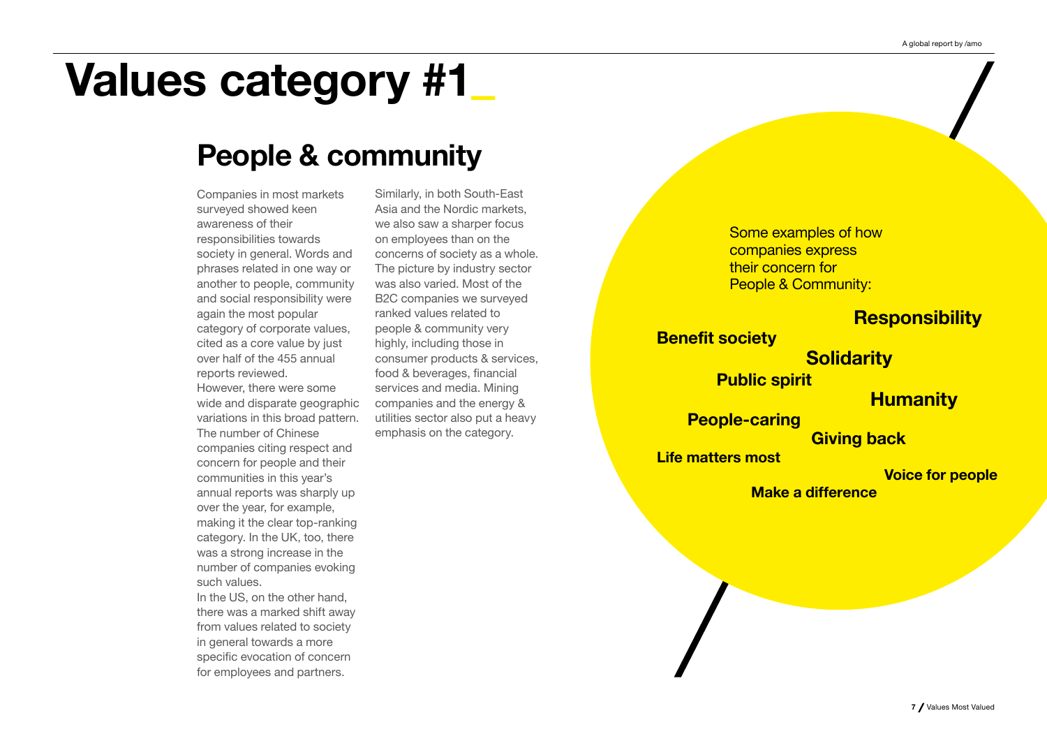# Values category #1

## People & community

Companies in most markets surveyed showed keen awareness of their responsibilities towards society in general. Words and phrases related in one way or another to people, community and social responsibility were again the most popular category of corporate values, cited as a core value by just over half of the 455 annual reports reviewed.

However, there were some wide and disparate geographic variations in this broad pattern. The number of Chinese companies citing respect and concern for people and their communities in this year's annual reports was sharply up over the year, for example, making it the clear top-ranking category. In the UK, too, there was a strong increase in the number of companies evoking such values.

In the US, on the other hand, there was a marked shift away from values related to society in general towards a more specific evocation of concern for employees and partners.

Similarly, in both South-East Asia and the Nordic markets, we also saw a sharper focus on employees than on the concerns of society as a whole. The picture by industry sector was also varied. Most of the B2C companies we surveyed ranked values related to people & community very highly, including those in consumer products & services, food & beverages, financial services and media. Mining companies and the energy & utilities sector also put a heavy emphasis on the category.

Some examples of how companies express their concern for People & Community:

**Responsibility**

**Benefit society**

**Solidarity**

**Public spirit**

**Humanity**

**People-caring**

**Giving back**

**Life matters most**

**Voice for people**

**Make a difference**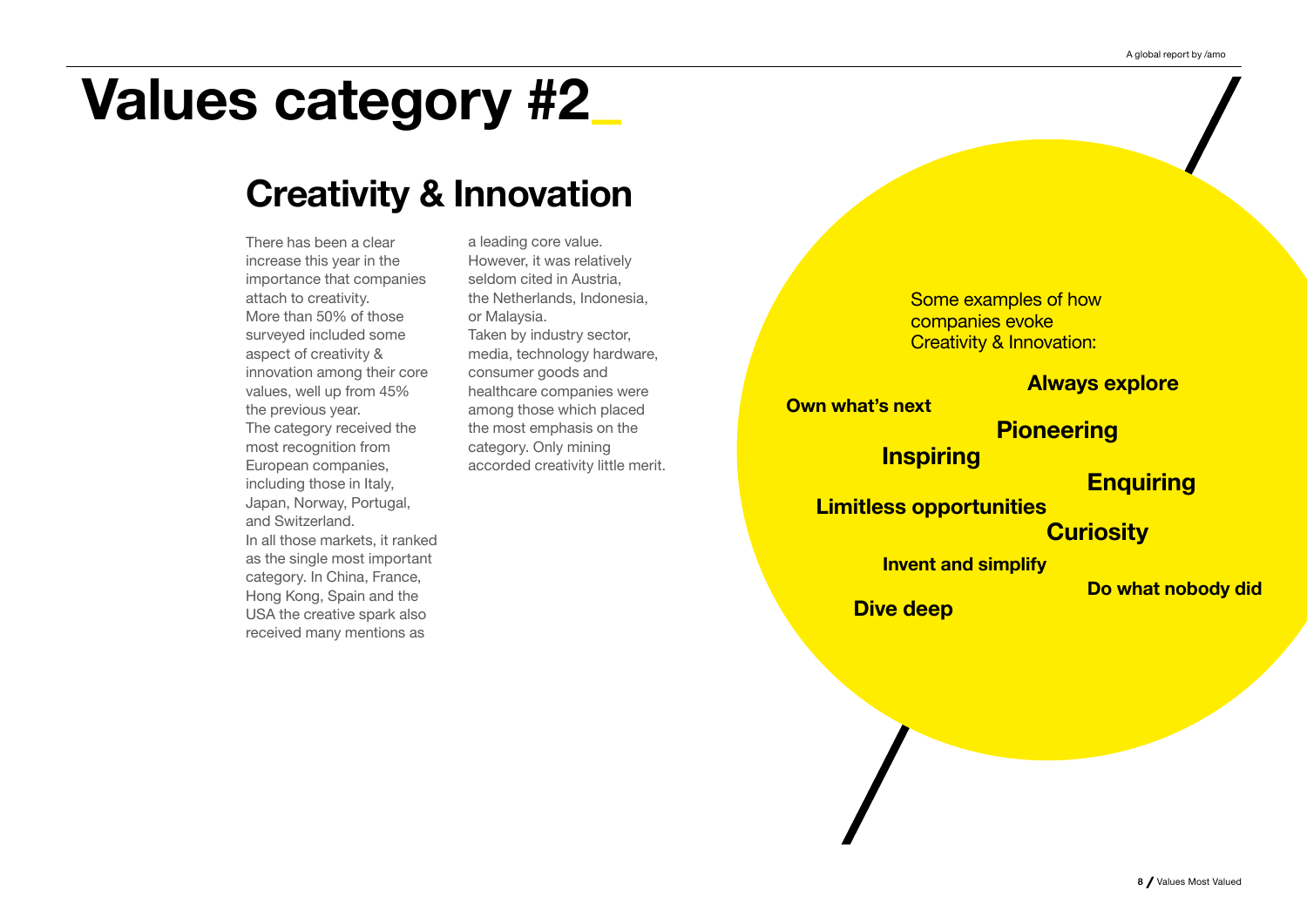# Values category #2_

## Creativity & Innovation

There has been a clear increase this year in the importance that companies attach to creativity. More than 50% of those surveyed included some aspect of creativity & innovation among their core values, well up from 45% the previous year. The category received the most recognition from European companies, including those in Italy, Japan, Norway, Portugal, and Switzerland. In all those markets, it ranked as the single most important category. In China, France, Hong Kong, Spain and the USA the creative spark also received many mentions as a leading core value. However, it was relatively seldom cited in Austria, the Netherlands, Indonesia, or Malaysia. Taken by industry sector, media, technology hardware, consumer goods and healthcare companies were among those which placed the most emphasis on the category. Only mining accorded creativity little merit.

Some examples of how companies evoke Creativity & Innovation:

**Always explore**

**Own what's next**

**Pioneering**

**Inspiring**

**Enquiring**

**Limitless opportunities**

**Curiosity**

**Invent and simplify**

**Do what nobody did**

**Dive deep**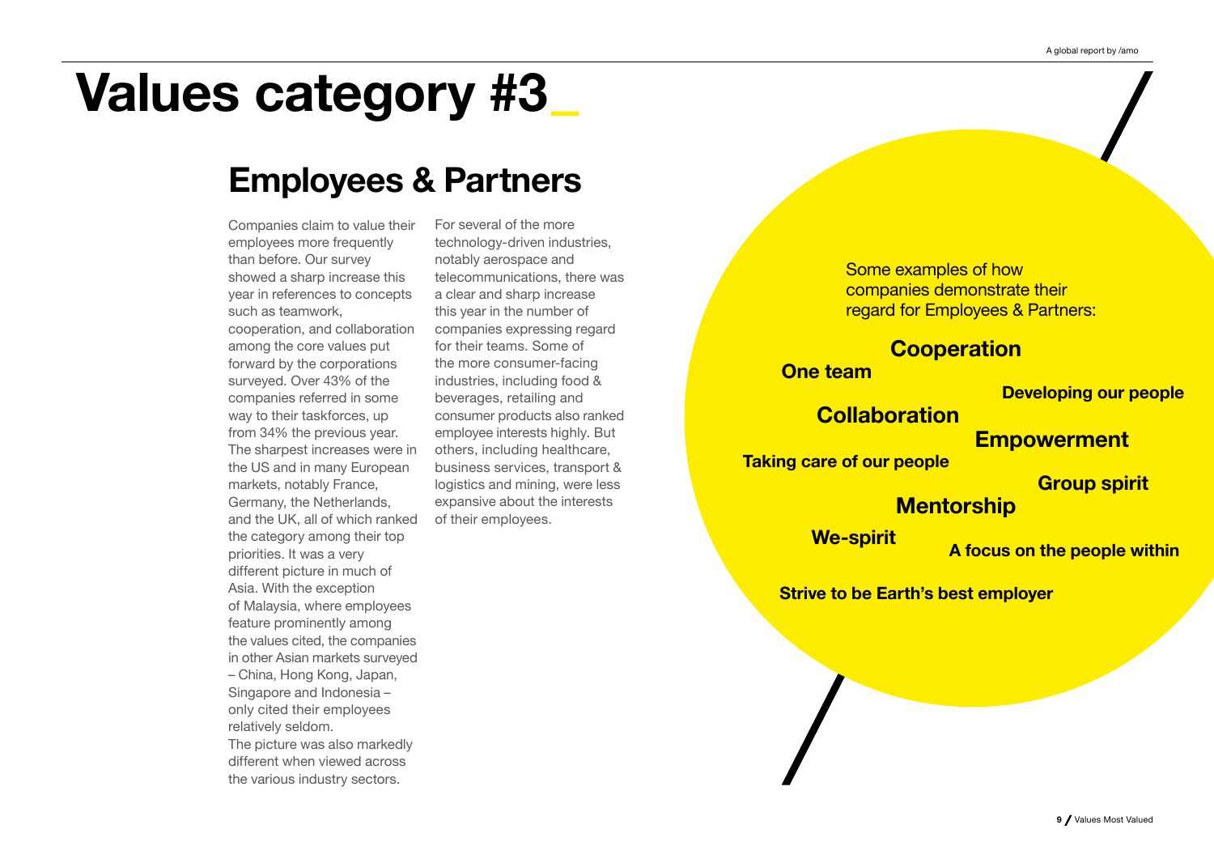# Values category #3_

## Employees & Partners

Companies claim to value their employees more frequently than before. Our survey showed a sharp increase this year in references to concepts such as teamwork, cooperation, and collaboration among the core values put forward by the corporations surveyed. Over 43% of the companies referred in some way to their taskforces, up from 34% the previous year. The sharpest increases were in the US and in many European markets, notably France, Germany, the Netherlands, and the UK, all of which ranked the category among their top priorities. It was a very different picture in much of Asia. With the exception of Malaysia, where employees feature prominently among the values cited, the companies in other Asian markets surveyed – China, Hong Kong, Japan, Singapore and Indonesia – only cited their employees relatively seldom.

The picture was also markedly different when viewed across the various industry sectors. For several of the more technology-driven industries, notably aerospace and telecommunications, there was a clear and sharp increase this year in the number of companies expressing regard for their teams. Some of the more consumer-facing industries, including food & beverages, retailing and consumer products also ranked employee interests highly. But others, including healthcare, business services, transport & logistics and mining, were less expansive about the interests of their employees.

Some examples of how companies demonstrate their regard for Employees & Partners:

**Cooperation**

**One team**

**Developing our people**

**Collaboration**

**Empowerment**

**Taking care of our people**

**Group spirit**

**Mentorship**

**We-spirit**

**A focus on the people within**

**Strive to be Earth's best employer**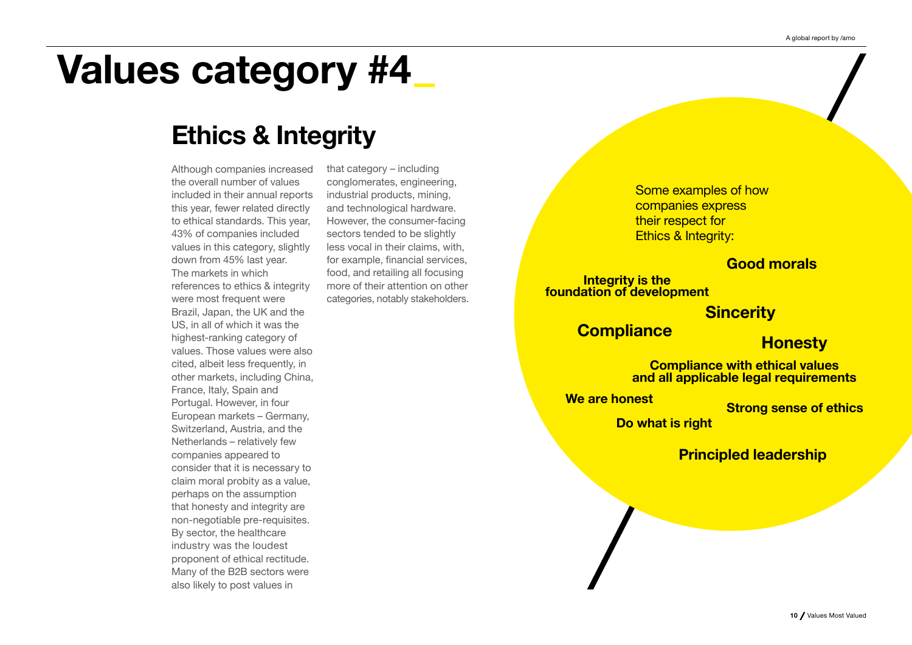# Values category #4_

## Ethics & Integrity

Although companies increased the overall number of values included in their annual reports this year, fewer related directly to ethical standards. This year, 43% of companies included values in this category, slightly down from 45% last year. The markets in which references to ethics & integrity were most frequent were Brazil, Japan, the UK and the US, in all of which it was the highest-ranking category of values. Those values were also cited, albeit less frequently, in other markets, including China, France, Italy, Spain and Portugal. However, in four European markets – Germany, Switzerland, Austria, and the Netherlands – relatively few companies appeared to consider that it is necessary to claim moral probity as a value, perhaps on the assumption that honesty and integrity are non-negotiable pre-requisites. By sector, the healthcare industry was the loudest proponent of ethical rectitude. Many of the B2B sectors were also likely to post values in that category – including conglomerates, engineering, industrial products, mining, and technological hardware. However, the consumer-facing sectors tended to be slightly less vocal in their claims, with, for example, financial services, food, and retailing all focusing more of their attention on other categories, notably stakeholders.

Some examples of how companies express their respect for Ethics & Integrity:

**Good morals**

**Integrity is the foundation of development**

**Sincerity**

**Compliance**

**Honesty**

**Compliance with ethical values and all applicable legal requirements**

**We are honest**

**Strong sense of ethics**

**Do what is right**

**Principled leadership**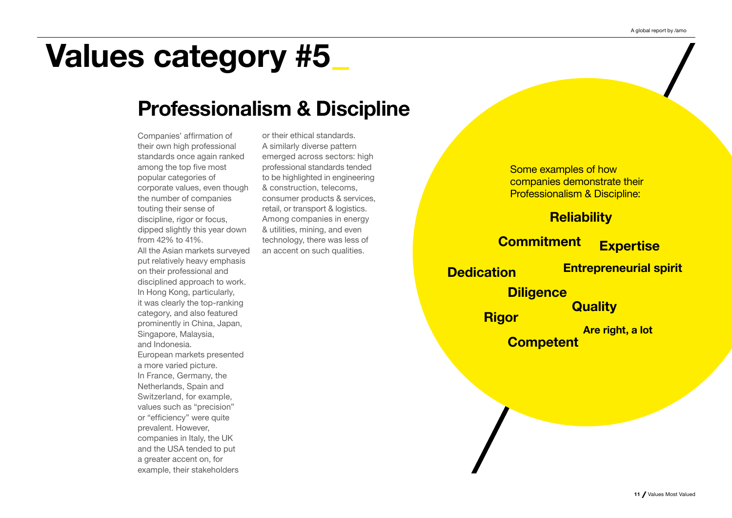# Values category #5_

## Professionalism & Discipline

Companies' affirmation of their own high professional standards once again ranked among the top five most popular categories of corporate values, even though the number of companies touting their sense of discipline, rigor or focus, dipped slightly this year down from 42% to 41%.

All the Asian markets surveyed put relatively heavy emphasis on their professional and disciplined approach to work. In Hong Kong, particularly, it was clearly the top-ranking category, and also featured prominently in China, Japan, Singapore, Malaysia, and Indonesia.

European markets presented a more varied picture. In France, Germany, the Netherlands, Spain and Switzerland, for example, values such as "precision" or "efficiency" were quite prevalent. However, companies in Italy, the UK and the USA tended to put a greater accent on, for example, their stakeholders or their ethical standards.

A similarly diverse pattern emerged across sectors: high professional standards tended to be highlighted in engineering & construction, telecoms, consumer products & services, retail, or transport & logistics. Among companies in energy & utilities, mining, and even technology, there was less of an accent on such qualities.

Some examples of how companies demonstrate their Professionalism & Discipline:

**Reliability**

**Commitment**

**Expertise**

**Dedication**

**Entrepreneurial spirit**

**Diligence**

**Quality**

**Rigor**

**Are right, a lot**

**Competent**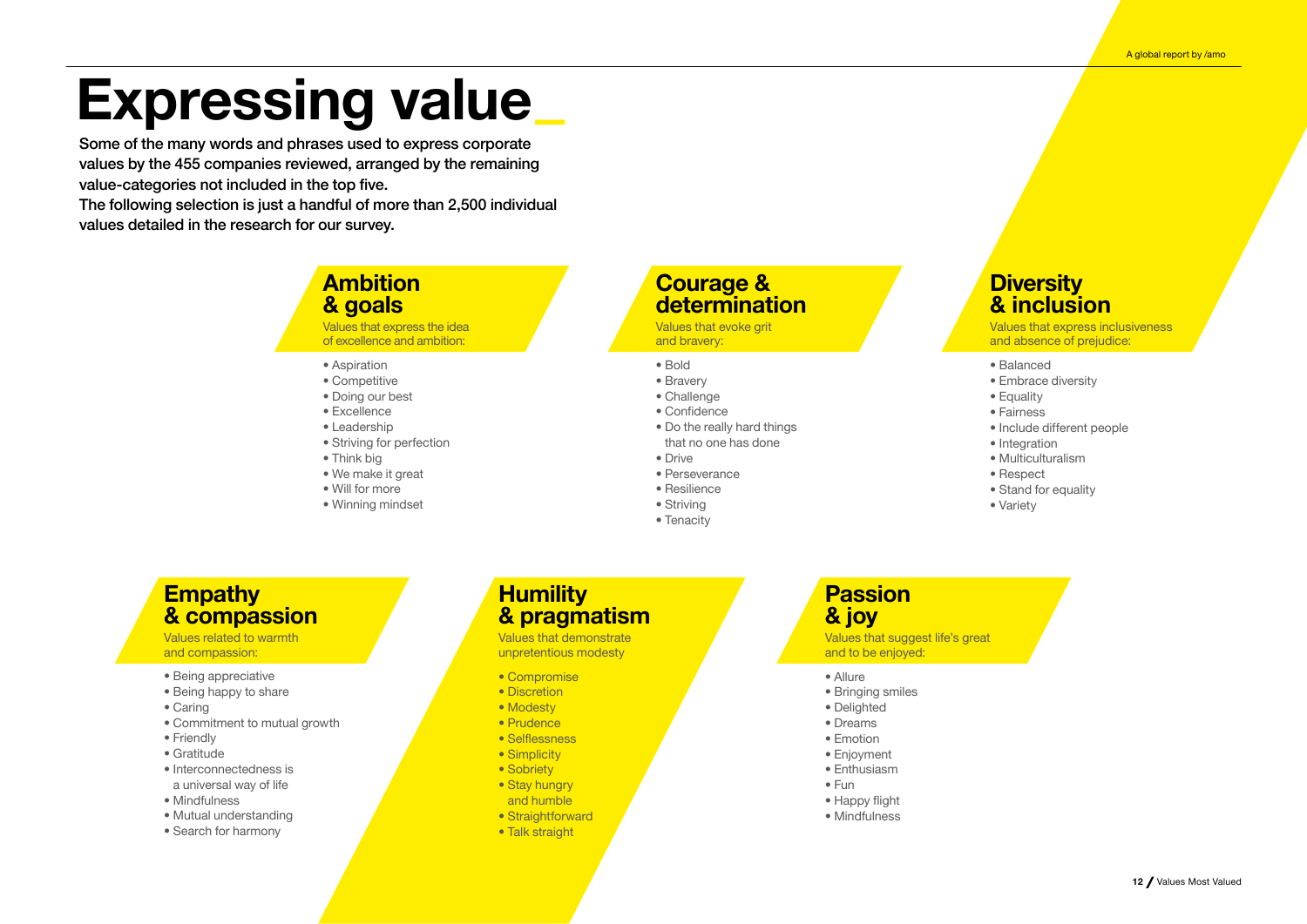# Expressing value_

**Some of the many words and phrases used to express corporate values by the 455 companies reviewed, arranged by the remaining value-categories not included in the top five. The following selection is just a handful of more than 2,500 individual values detailed in the research for our survey.**

## Ambition & goals

Values that express the idea of excellence and ambition:

- Aspiration
- Competitive
- Doing our best
- Excellence
- Leadership
- Striving for perfection
- Think big
- We make it great
- Will for more
- Winning mindset

## Courage & determination

Values that evoke grit and bravery:

- Bold
- Bravery
- Challenge
- Confidence
- Do the really hard things that no one has done
- Drive
- Perseverance
- Resilience
- Striving
- Tenacity

## Diversity & inclusion

Values that express inclusiveness and absence of prejudice:

- Balanced
- Embrace diversity
- Equality
- Fairness
- Include different people
- Integration
- Multiculturalism
- Respect
- Stand for equality
- Variety

## Empathy & compassion

Values related to warmth and compassion:

- Being appreciative
- Being happy to share
- Caring
- Commitment to mutual growth
- Friendly
- Gratitude
- Interconnectedness is a universal way of life
- Mindfulness
- Mutual understanding
- Search for harmony

## Humility & pragmatism

Values that demonstrate unpretentious modesty

- Compromise
- Discretion
- Modesty
- Prudence
- Selflessness
- Simplicity
- Sobriety
- Stay hungry and humble
- Straightforward
- Talk straight

## Passion & joy

Values that suggest life's great and to be enjoyed:

- Allure
- Bringing smiles
- Delighted
- Dreams
- Emotion
- Enjoyment
- Enthusiasm
- Fun
- Happy flight
- Mindfulness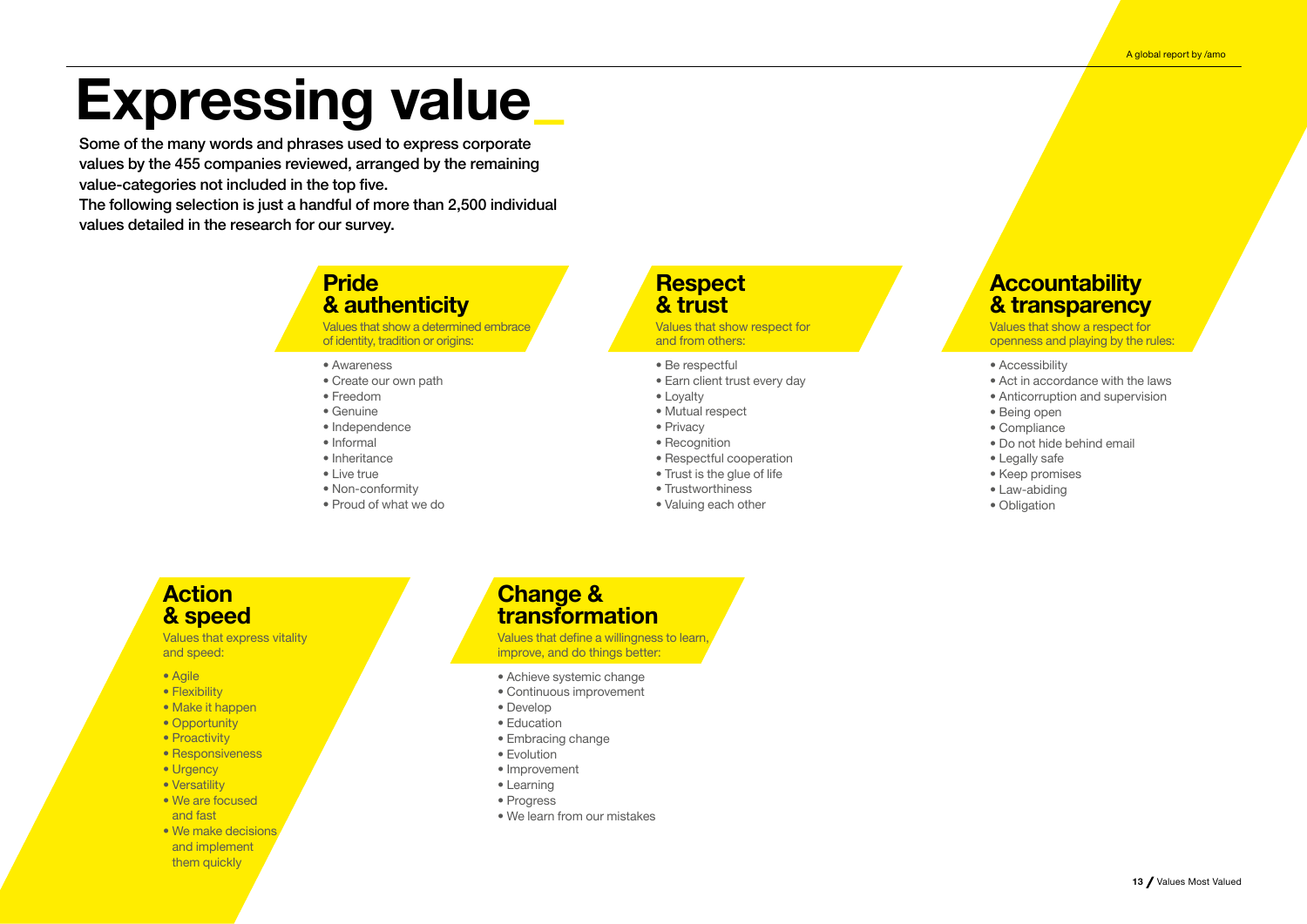# Expressing value_

**Some of the many words and phrases used to express corporate values by the 455 companies reviewed, arranged by the remaining value-categories not included in the top five.**
**The following selection is just a handful of more than 2,500 individual values detailed in the research for our survey.**

## Pride & authenticity

Values that show a determined embrace of identity, tradition or origins:

- Awareness
- Create our own path
- Freedom
- Genuine
- Independence
- Informal
- Inheritance
- Live true
- Non-conformity
- Proud of what we do

## Respect & trust

Values that show respect for and from others:

- Be respectful
- Earn client trust every day
- Loyalty
- Mutual respect
- Privacy
- Recognition
- Respectful cooperation
- Trust is the glue of life
- Trustworthiness
- Valuing each other

## Accountability & transparency

Values that show a respect for openness and playing by the rules:

- Accessibility
- Act in accordance with the laws
- Anticorruption and supervision
- Being open
- Compliance
- Do not hide behind email
- Legally safe
- Keep promises
- Law-abiding
- Obligation

## Action & speed

Values that express vitality and speed:

- Agile
- Flexibility
- Make it happen
- Opportunity
- Proactivity
- Responsiveness
- Urgency
- Versatility
- We are focused and fast
- We make decisions and implement them quickly

## Change & transformation

Values that define a willingness to learn, improve, and do things better:

- Achieve systemic change
- Continuous improvement
- Develop
- Education
- Embracing change
- Evolution
- Improvement
- Learning
- Progress
- We learn from our mistakes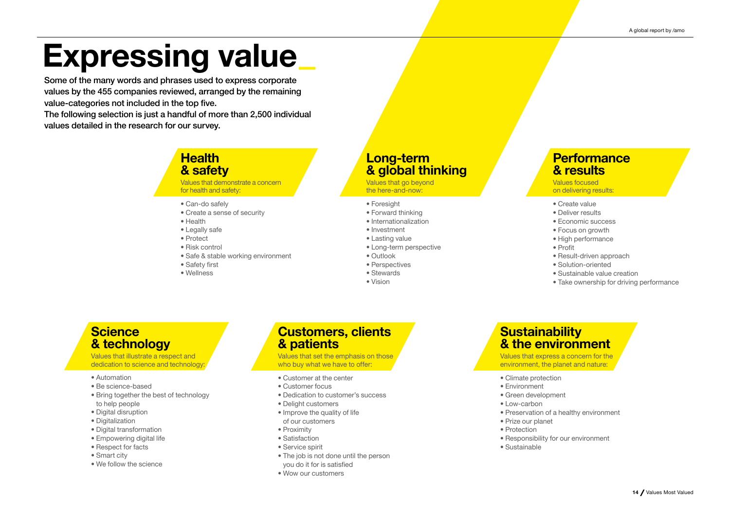# Expressing value_

**Some of the many words and phrases used to express corporate values by the 455 companies reviewed, arranged by the remaining value-categories not included in the top five.**
**The following selection is just a handful of more than 2,500 individual values detailed in the research for our survey.**

## Health & safety

Values that demonstrate a concern for health and safety:

- Can-do safely
- Create a sense of security
- Health
- Legally safe
- Protect
- Risk control
- Safe & stable working environment
- Safety first
- Wellness

## Long-term & global thinking

Values that go beyond the here-and-now:

- Foresight
- Forward thinking
- Internationalization
- Investment
- Lasting value
- Long-term perspective
- Outlook
- Perspectives
- Stewards
- Vision

## Performance & results

Values focused on delivering results:

- Create value
- Deliver results
- Economic success
- Focus on growth
- High performance
- Profit
- Result-driven approach
- Solution-oriented
- Sustainable value creation
- Take ownership for driving performance

## Science & technology

Values that illustrate a respect and dedication to science and technology:

- Automation
- Be science-based
- Bring together the best of technology to help people
- Digital disruption
- Digitalization
- Digital transformation
- Empowering digital life
- Respect for facts
- Smart city
- We follow the science

## Customers, clients & patients

Values that set the emphasis on those who buy what we have to offer:

- Customer at the center
- Customer focus
- Dedication to customer's success
- Delight customers
- Improve the quality of life of our customers
- Proximity
- Satisfaction
- Service spirit
- The job is not done until the person you do it for is satisfied
- Wow our customers

## Sustainability & the environment

Values that express a concern for the environment, the planet and nature:

- Climate protection
- Environment
- Green development
- Low-carbon
- Preservation of a healthy environment
- Prize our planet
- Protection
- Responsibility for our environment
- Sustainable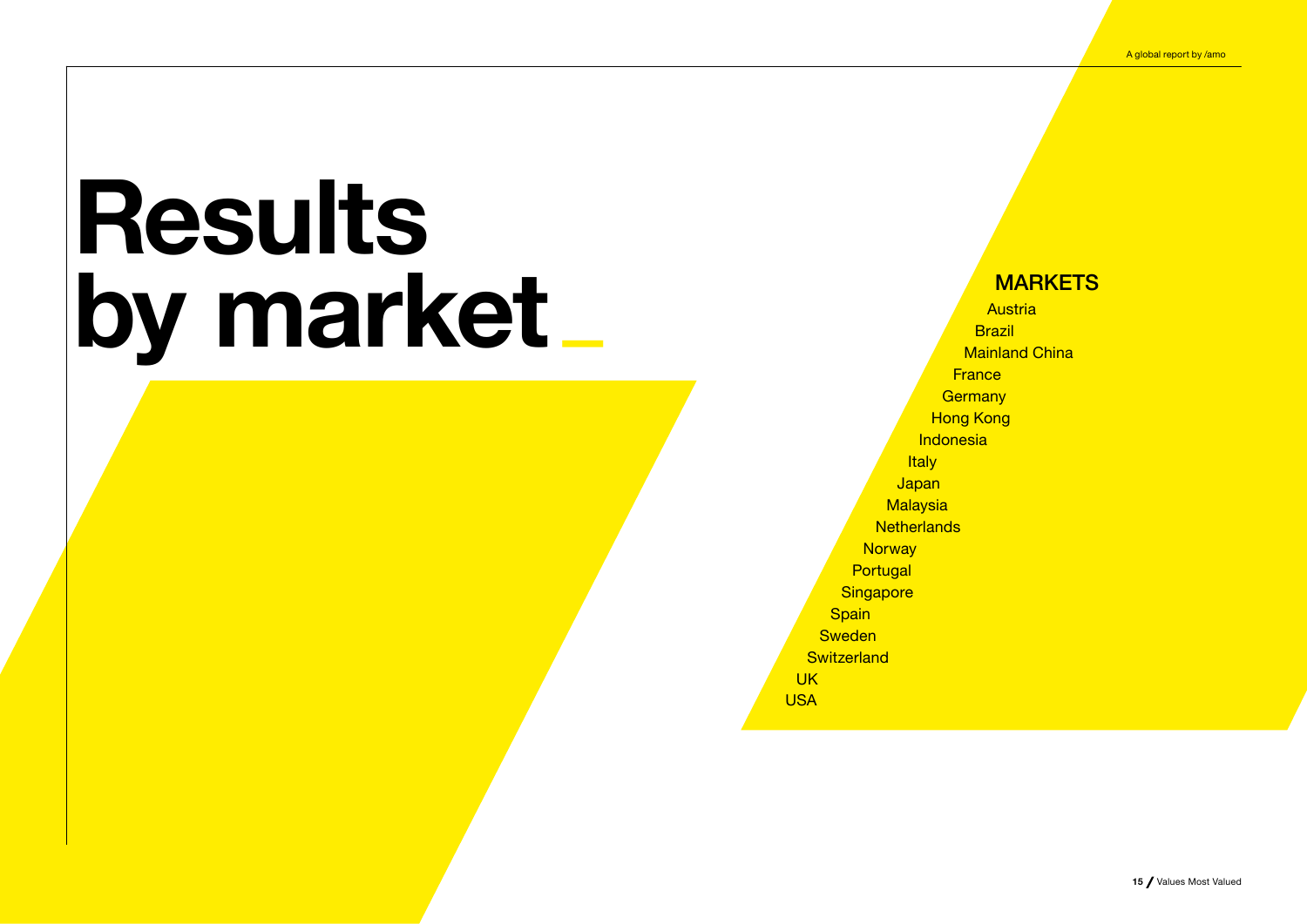# Results by market

## MARKETS

- Austria
- Brazil
- Mainland China
- France
- Germany
- Hong Kong
- Indonesia
- Italy
- Japan
- Malaysia
- Netherlands
- Norway
- Portugal
- Singapore
- Spain
- Sweden
- Switzerland
- UK
- USA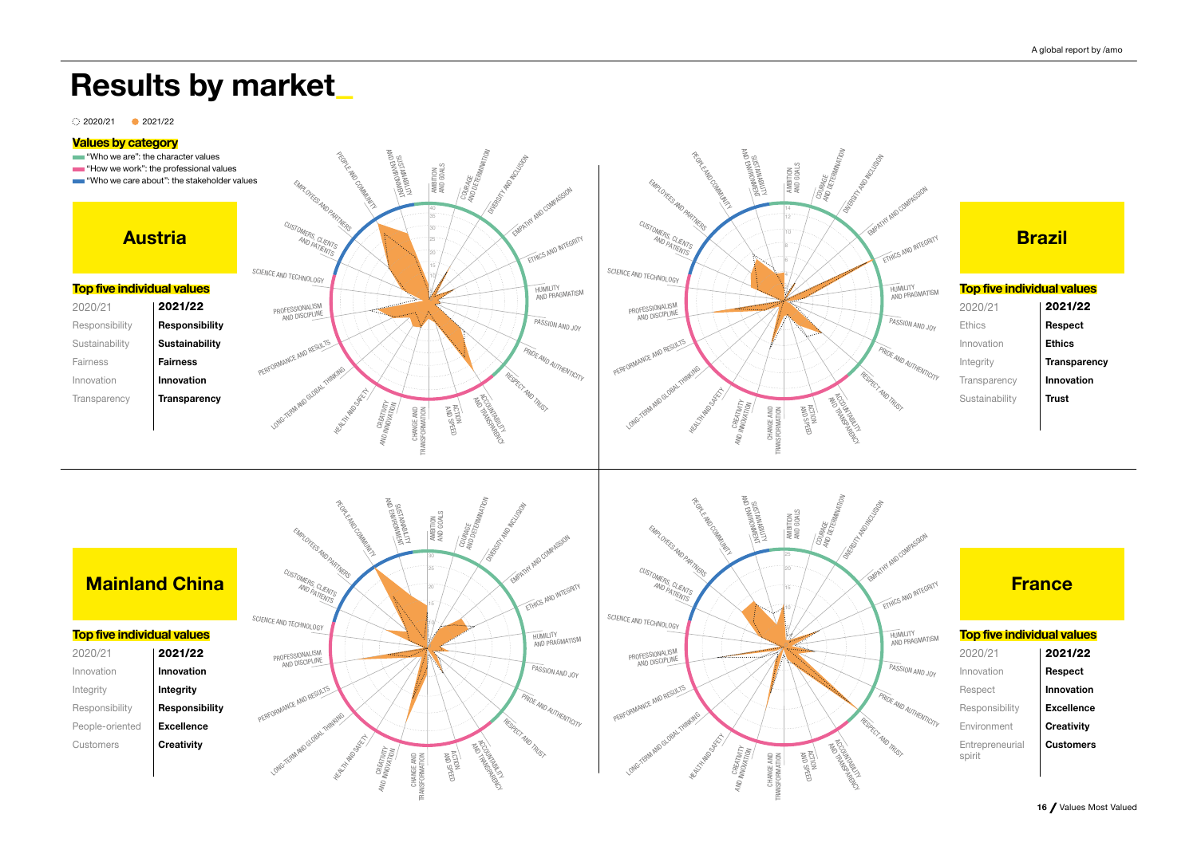# Results by market_

2020/21 · 2021/22

**Values by category**

- "Who we are": the character values
- "How we work": the professional values
- "Who we care about": the stakeholder values

## Austria

**Top five individual values**

| 2020/21 | 2021/22 |
|---|---|
| Responsibility | **Responsibility** |
| Sustainability | **Sustainability** |
| Fairness | **Fairness** |
| Innovation | **Innovation** |
| Transparency | **Transparency** |

## Brazil

**Top five individual values**

| 2020/21 | 2021/22 |
|---|---|
| Ethics | **Respect** |
| Innovation | **Ethics** |
| Integrity | **Transparency** |
| Transparency | **Innovation** |
| Sustainability | **Trust** |

## Mainland China

**Top five individual values**

| 2020/21 | 2021/22 |
|---|---|
| Innovation | **Innovation** |
| Integrity | **Integrity** |
| Responsibility | **Responsibility** |
| People-oriented | **Excellence** |
| Customers | **Creativity** |

## France

**Top five individual values**

| 2020/21 | 2021/22 |
|---|---|
| Innovation | **Respect** |
| Respect | **Innovation** |
| Responsibility | **Excellence** |
| Environment | **Creativity** |
| Entrepreneurial spirit | **Customers** |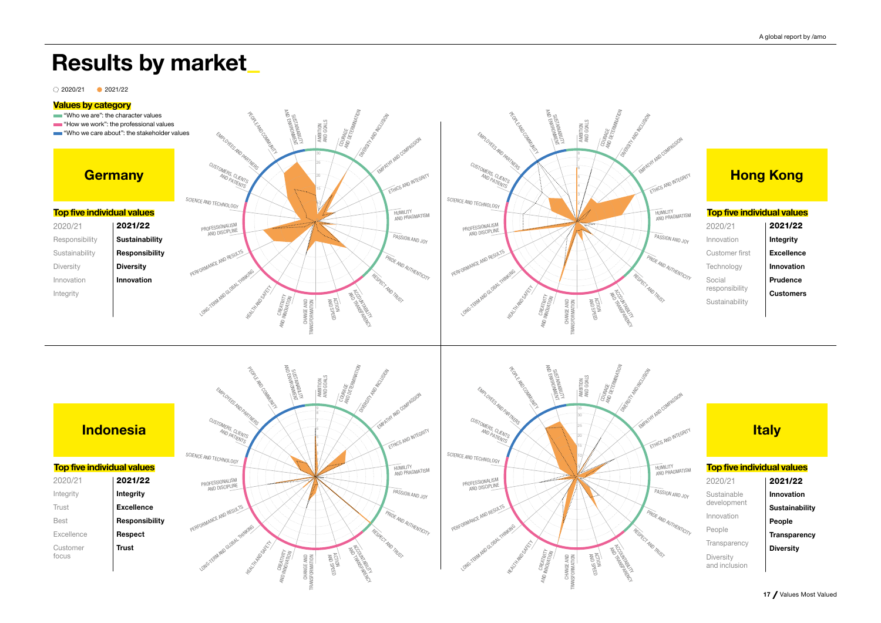# Results by market_

2020/21 · 2021/22

**Values by category**

- "Who we are": the character values
- "How we work": the professional values
- "Who we care about": the stakeholder values

## Germany

**Top five individual values**

| 2020/21 | 2021/22 |
|---|---|
| Responsibility | **Sustainability** |
| Sustainability | **Responsibility** |
| Diversity | **Diversity** |
| Innovation | **Innovation** |
| Integrity | |

## Hong Kong

**Top five individual values**

| 2020/21 | 2021/22 |
|---|---|
| Innovation | **Integrity** |
| Customer first | **Excellence** |
| Technology | **Innovation** |
| Social responsibility | **Prudence** |
| Sustainability | **Customers** |

## Indonesia

**Top five individual values**

| 2020/21 | 2021/22 |
|---|---|
| Integrity | **Integrity** |
| Trust | **Excellence** |
| Best | **Responsibility** |
| Excellence | **Respect** |
| Customer focus | **Trust** |

## Italy

**Top five individual values**

| 2020/21 | 2021/22 |
|---|---|
| Sustainable development | **Innovation** |
| Innovation | **Sustainability** |
| People | **People** |
| Transparency | **Transparency** |
| Diversity and inclusion | **Diversity** |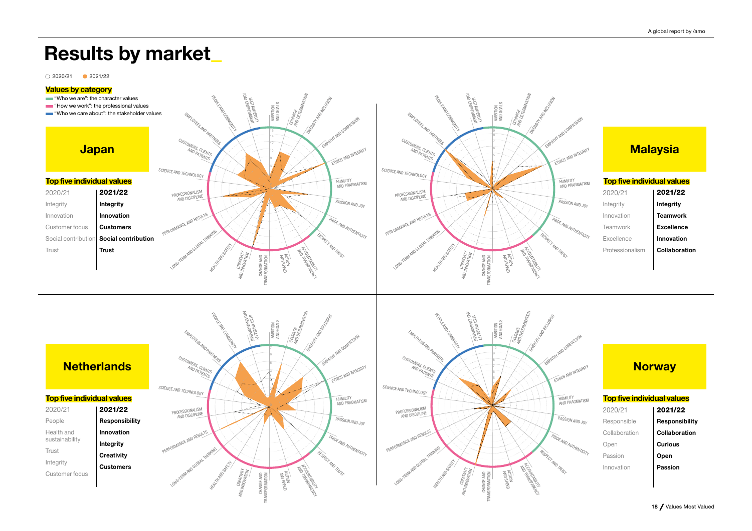# Results by market_

2020/21 · 2021/22

**Values by category**

- "Who we are": the character values
- "How we work": the professional values
- "Who we care about": the stakeholder values

## Japan

**Top five individual values**

| 2020/21 | 2021/22 |
|---|---|
| Integrity | **Integrity** |
| Innovation | **Innovation** |
| Customer focus | **Customers** |
| Social contribution | **Social contribution** |
| Trust | **Trust** |

## Malaysia

**Top five individual values**

| 2020/21 | 2021/22 |
|---|---|
| Integrity | **Integrity** |
| Innovation | **Teamwork** |
| Teamwork | **Excellence** |
| Excellence | **Innovation** |
| Professionalism | **Collaboration** |

## Netherlands

**Top five individual values**

| 2020/21 | 2021/22 |
|---|---|
| People | **Responsibility** |
| Health and sustainability | **Innovation** |
| Trust | **Integrity** |
| Integrity | **Creativity** |
| Customer focus | **Customers** |

## Norway

**Top five individual values**

| 2020/21 | 2021/22 |
|---|---|
| Responsible | **Responsibility** |
| Collaboration | **Collaboration** |
| Open | **Curious** |
| Passion | **Open** |
| Innovation | **Passion** |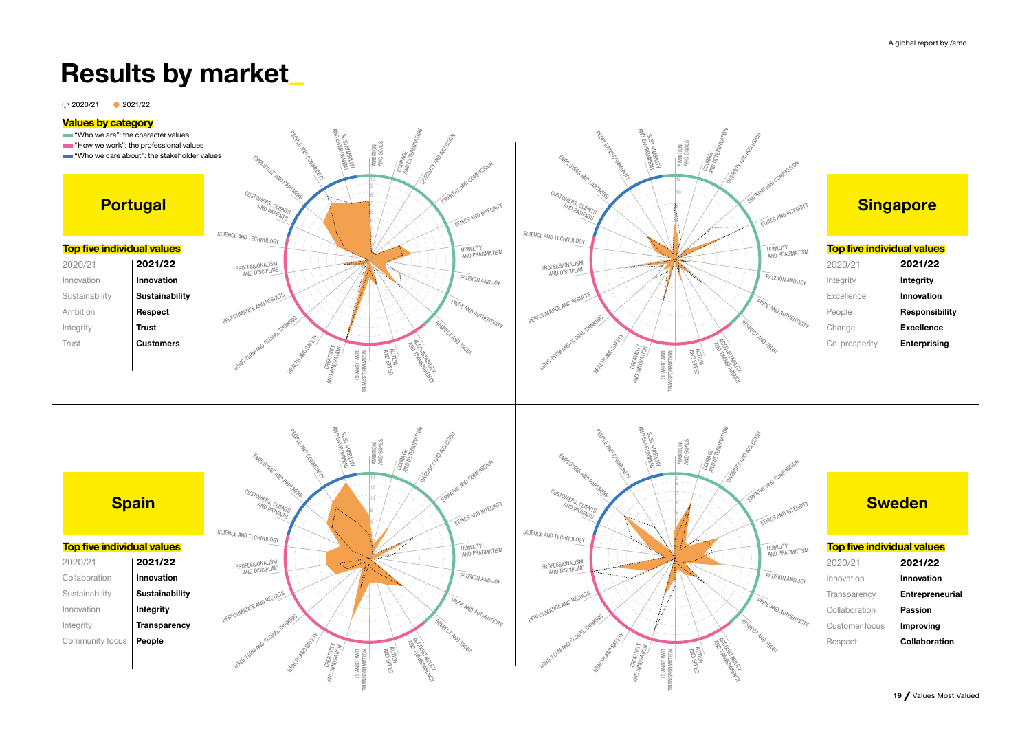# Results by market_

2020/21 ● 2021/22

**Values by category**

- "Who we are": the character values
- "How we work": the professional values
- "Who we care about": the stakeholder values

## Portugal

**Top five individual values**

| 2020/21 | 2021/22 |
|---|---|
| Innovation | **Innovation** |
| Sustainability | **Sustainability** |
| Ambition | **Respect** |
| Integrity | **Trust** |
| Trust | **Customers** |

## Singapore

**Top five individual values**

| 2020/21 | 2021/22 |
|---|---|
| Integrity | **Integrity** |
| Excellence | **Innovation** |
| People | **Responsibility** |
| Change | **Excellence** |
| Co-prosperity | **Enterprising** |

## Spain

**Top five individual values**

| 2020/21 | 2021/22 |
|---|---|
| Collaboration | **Innovation** |
| Sustainability | **Sustainability** |
| Innovation | **Integrity** |
| Integrity | **Transparency** |
| Community focus | **People** |

## Sweden

**Top five individual values**

| 2020/21 | 2021/22 |
|---|---|
| Innovation | **Innovation** |
| Transparency | **Entrepreneurial** |
| Collaboration | **Passion** |
| Customer focus | **Improving** |
| Respect | **Collaboration** |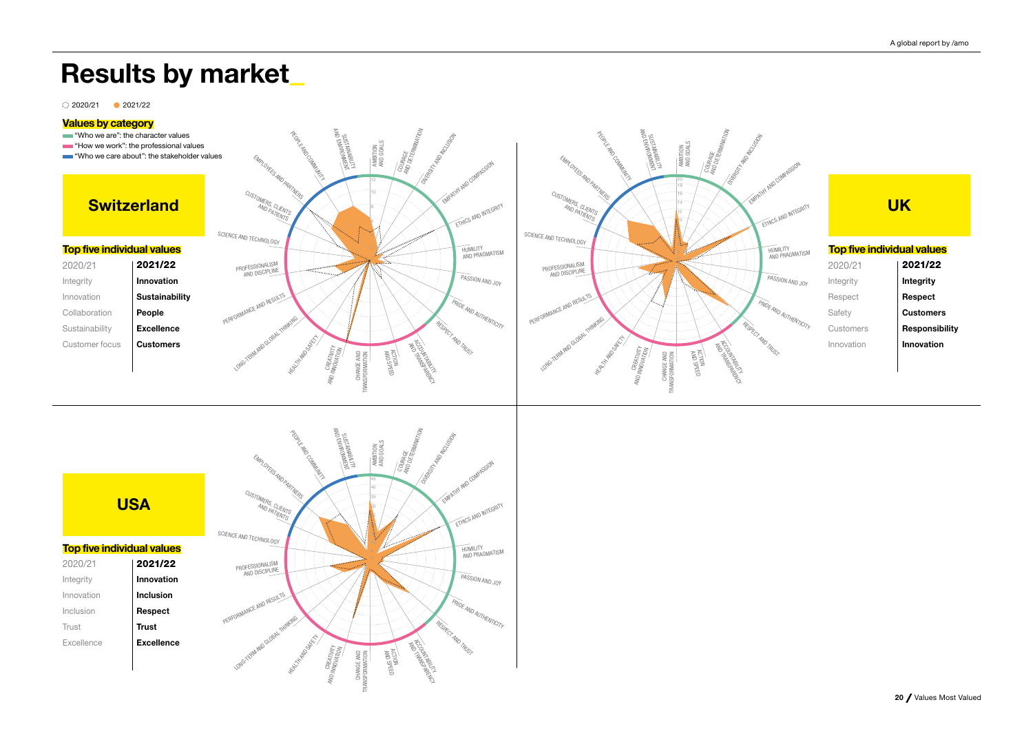# Results by market_

2020/21 2021/22

**Values by category**

- "Who we are": the character values
- "How we work": the professional values
- "Who we care about": the stakeholder values

## Switzerland

**Top five individual values**

| 2020/21 | 2021/22 |
|---|---|
| Integrity | **Innovation** |
| Innovation | **Sustainability** |
| Collaboration | **People** |
| Sustainability | **Excellence** |
| Customer focus | **Customers** |

## UK

**Top five individual values**

| 2020/21 | 2021/22 |
|---|---|
| Integrity | **Integrity** |
| Respect | **Respect** |
| Safety | **Customers** |
| Customers | **Responsibility** |
| Innovation | **Innovation** |

## USA

**Top five individual values**

| 2020/21 | 2021/22 |
|---|---|
| Integrity | **Innovation** |
| Innovation | **Inclusion** |
| Inclusion | **Respect** |
| Trust | **Trust** |
| Excellence | **Excellence** |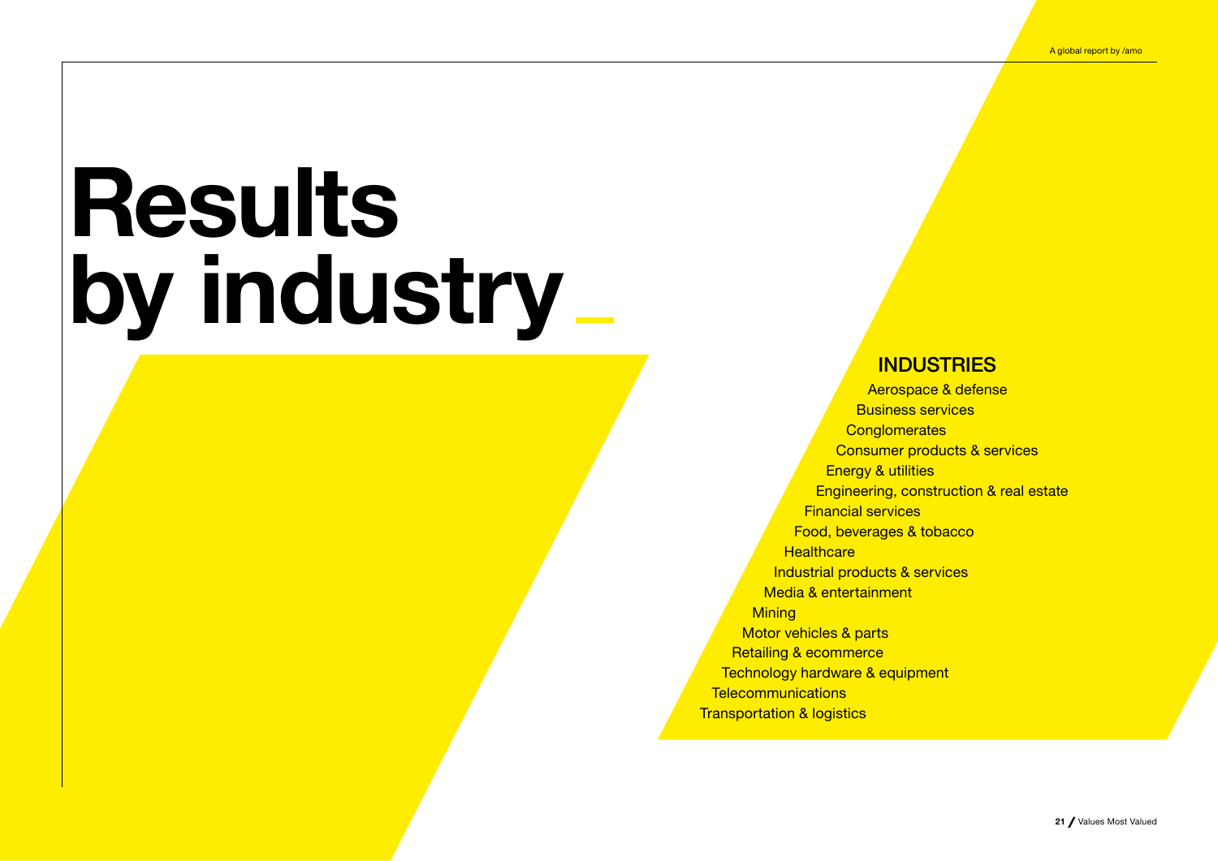# Results by industry_

## INDUSTRIES

- Aerospace & defense
- Business services
- Conglomerates
- Consumer products & services
- Energy & utilities
- Engineering, construction & real estate
- Financial services
- Food, beverages & tobacco
- Healthcare
- Industrial products & services
- Media & entertainment
- Mining
- Motor vehicles & parts
- Retailing & ecommerce
- Technology hardware & equipment
- Telecommunications
- Transportation & logistics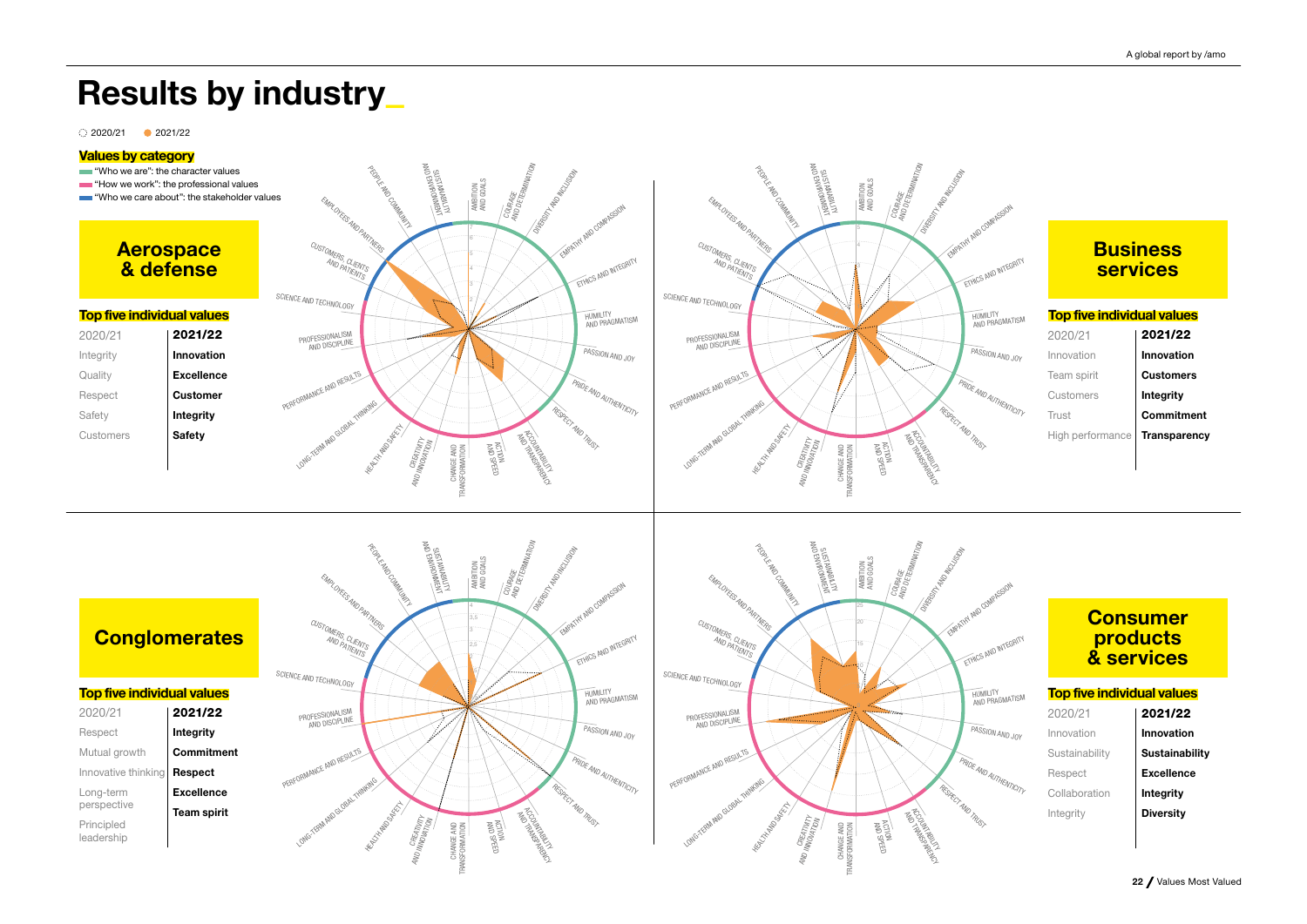# Results by industry_

◌ 2020/21 ● 2021/22

**Values by category**

- "Who we are": the character values
- "How we work": the professional values
- "Who we care about": the stakeholder values

## Aerospace & defense

**Top five individual values**

| 2020/21 | 2021/22 |
|---|---|
| Integrity | **Innovation** |
| Quality | **Excellence** |
| Respect | **Customer** |
| Safety | **Integrity** |
| Customers | **Safety** |

## Business services

**Top five individual values**

| 2020/21 | 2021/22 |
|---|---|
| Innovation | **Innovation** |
| Team spirit | **Customers** |
| Customers | **Integrity** |
| Trust | **Commitment** |
| High performance | **Transparency** |

## Conglomerates

**Top five individual values**

| 2020/21 | 2021/22 |
|---|---|
| Respect | **Integrity** |
| Mutual growth | **Commitment** |
| Innovative thinking | **Respect** |
| Long-term perspective | **Excellence** |
| Principled leadership | **Team spirit** |

## Consumer products & services

**Top five individual values**

| 2020/21 | 2021/22 |
|---|---|
| Innovation | **Innovation** |
| Sustainability | **Sustainability** |
| Respect | **Excellence** |
| Collaboration | **Integrity** |
| Integrity | **Diversity** |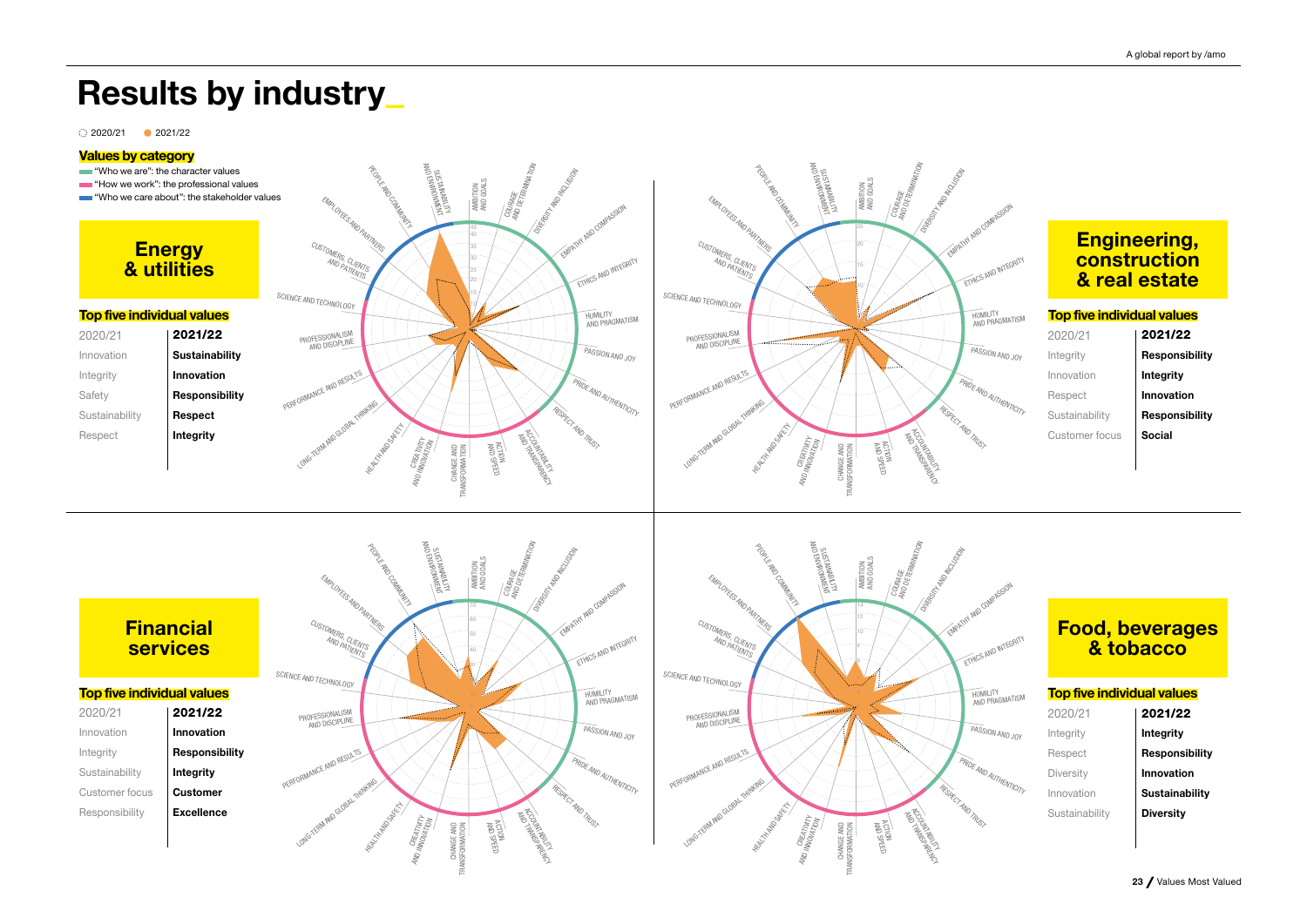# Results by industry_

2020/21 &nbsp; 2021/22

**Values by category**

- "Who we are": the character values
- "How we work": the professional values
- "Who we care about": the stakeholder values

## Energy & utilities

**Top five individual values**

| 2020/21 | 2021/22 |
|---|---|
| Innovation | **Sustainability** |
| Integrity | **Innovation** |
| Safety | **Responsibility** |
| Sustainability | **Respect** |
| Respect | **Integrity** |

## Engineering, construction & real estate

**Top five individual values**

| 2020/21 | 2021/22 |
|---|---|
| Integrity | **Responsibility** |
| Innovation | **Integrity** |
| Respect | **Innovation** |
| Sustainability | **Responsibility** |
| Customer focus | **Social** |

## Financial services

**Top five individual values**

| 2020/21 | 2021/22 |
|---|---|
| Innovation | **Innovation** |
| Integrity | **Responsibility** |
| Sustainability | **Integrity** |
| Customer focus | **Customer** |
| Responsibility | **Excellence** |

## Food, beverages & tobacco

**Top five individual values**

| 2020/21 | 2021/22 |
|---|---|
| Integrity | **Integrity** |
| Respect | **Responsibility** |
| Diversity | **Innovation** |
| Innovation | **Sustainability** |
| Sustainability | **Diversity** |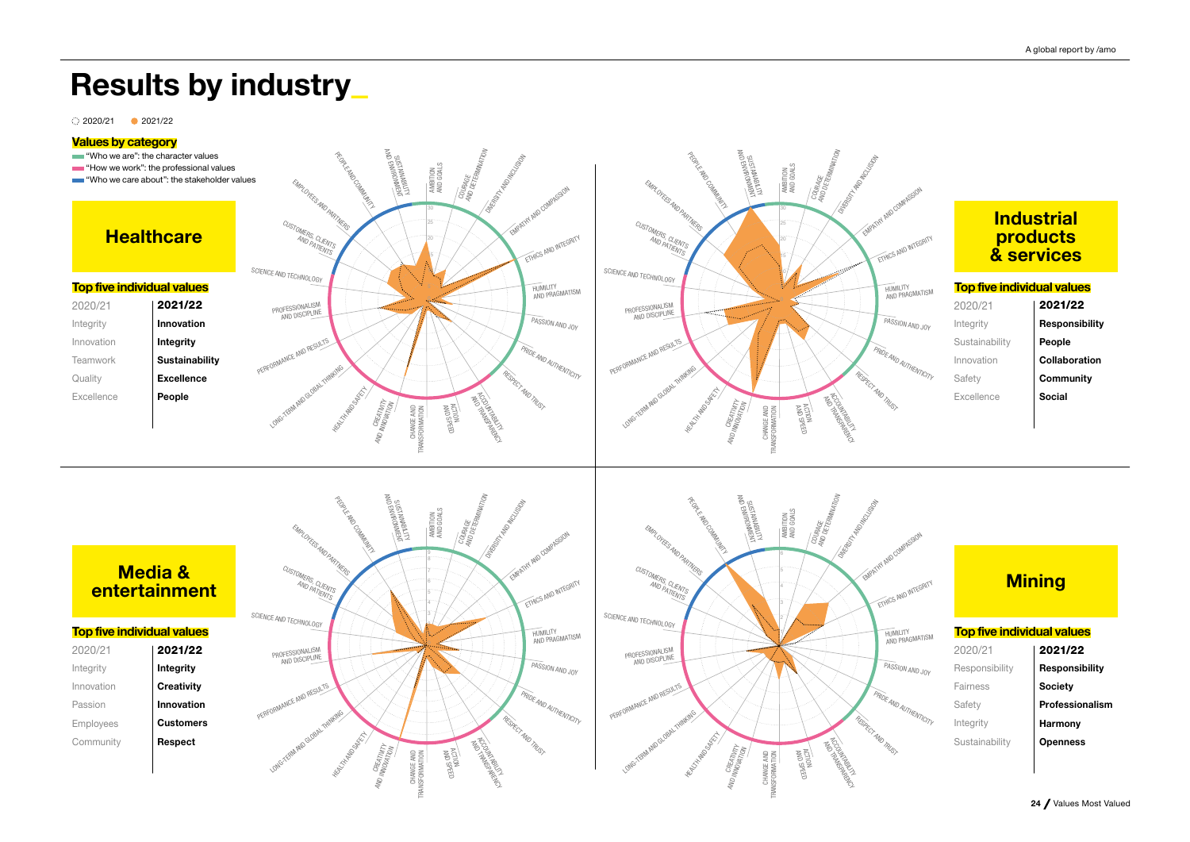# Results by industry_

2020/21 ● 2021/22

**Values by category**

- "Who we are": the character values
- "How we work": the professional values
- "Who we care about": the stakeholder values

## Healthcare

**Top five individual values**

| 2020/21 | 2021/22 |
|---|---|
| Integrity | **Innovation** |
| Innovation | **Integrity** |
| Teamwork | **Sustainability** |
| Quality | **Excellence** |
| Excellence | **People** |

## Industrial products & services

**Top five individual values**

| 2020/21 | 2021/22 |
|---|---|
| Integrity | **Responsibility** |
| Sustainability | **People** |
| Innovation | **Collaboration** |
| Safety | **Community** |
| Excellence | **Social** |

## Media & entertainment

**Top five individual values**

| 2020/21 | 2021/22 |
|---|---|
| Integrity | **Integrity** |
| Innovation | **Creativity** |
| Passion | **Innovation** |
| Employees | **Customers** |
| Community | **Respect** |

## Mining

**Top five individual values**

| 2020/21 | 2021/22 |
|---|---|
| Responsibility | **Responsibility** |
| Fairness | **Society** |
| Safety | **Professionalism** |
| Integrity | **Harmony** |
| Sustainability | **Openness** |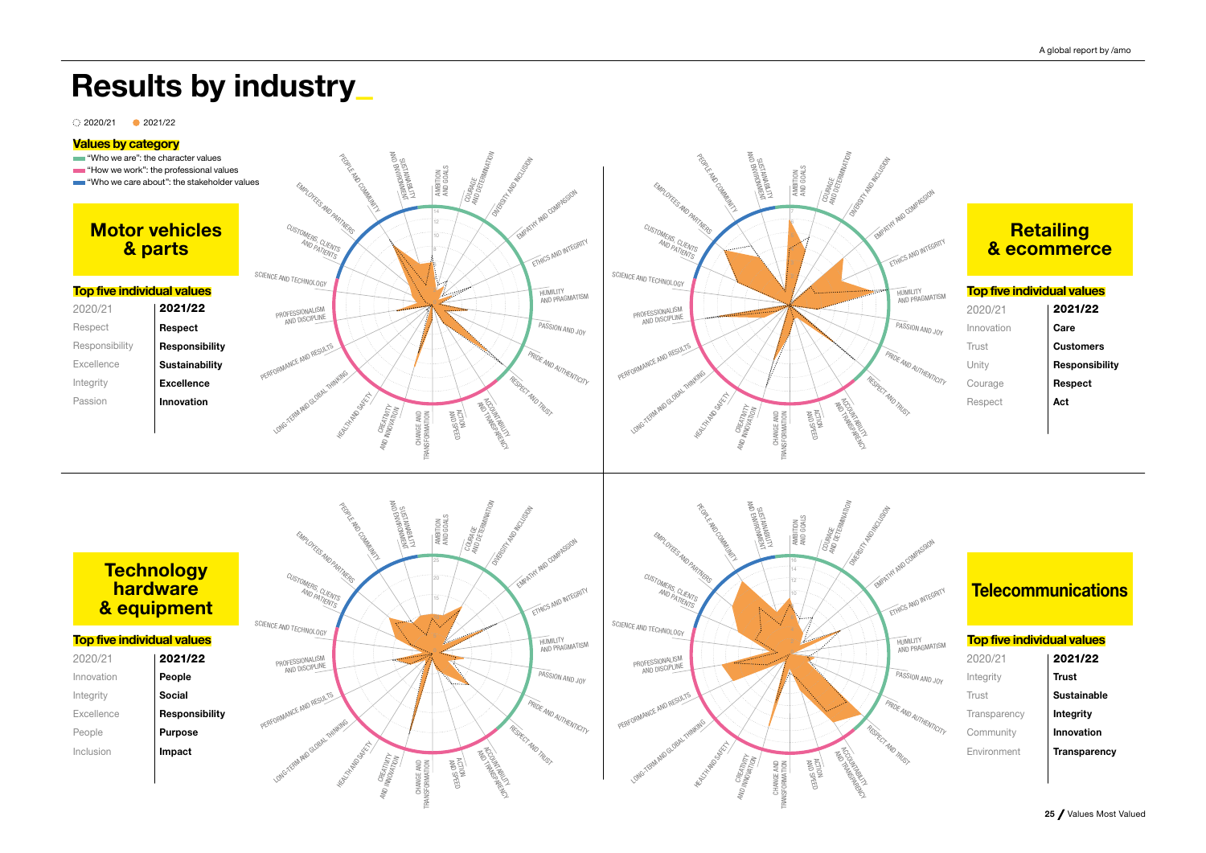# Results by industry_

2020/21 ● 2021/22

**Values by category**

- "Who we are": the character values
- "How we work": the professional values
- "Who we care about": the stakeholder values

## Motor vehicles & parts

**Top five individual values**

| 2020/21 | 2021/22 |
|---|---|
| Respect | **Respect** |
| Responsibility | **Responsibility** |
| Excellence | **Sustainability** |
| Integrity | **Excellence** |
| Passion | **Innovation** |

## Retailing & ecommerce

**Top five individual values**

| 2020/21 | 2021/22 |
|---|---|
| Innovation | **Care** |
| Trust | **Customers** |
| Unity | **Responsibility** |
| Courage | **Respect** |
| Respect | **Act** |

## Technology hardware & equipment

**Top five individual values**

| 2020/21 | 2021/22 |
|---|---|
| Innovation | **People** |
| Integrity | **Social** |
| Excellence | **Responsibility** |
| People | **Purpose** |
| Inclusion | **Impact** |

## Telecommunications

**Top five individual values**

| 2020/21 | 2021/22 |
|---|---|
| Integrity | **Trust** |
| Trust | **Sustainable** |
| Transparency | **Integrity** |
| Community | **Innovation** |
| Environment | **Transparency** |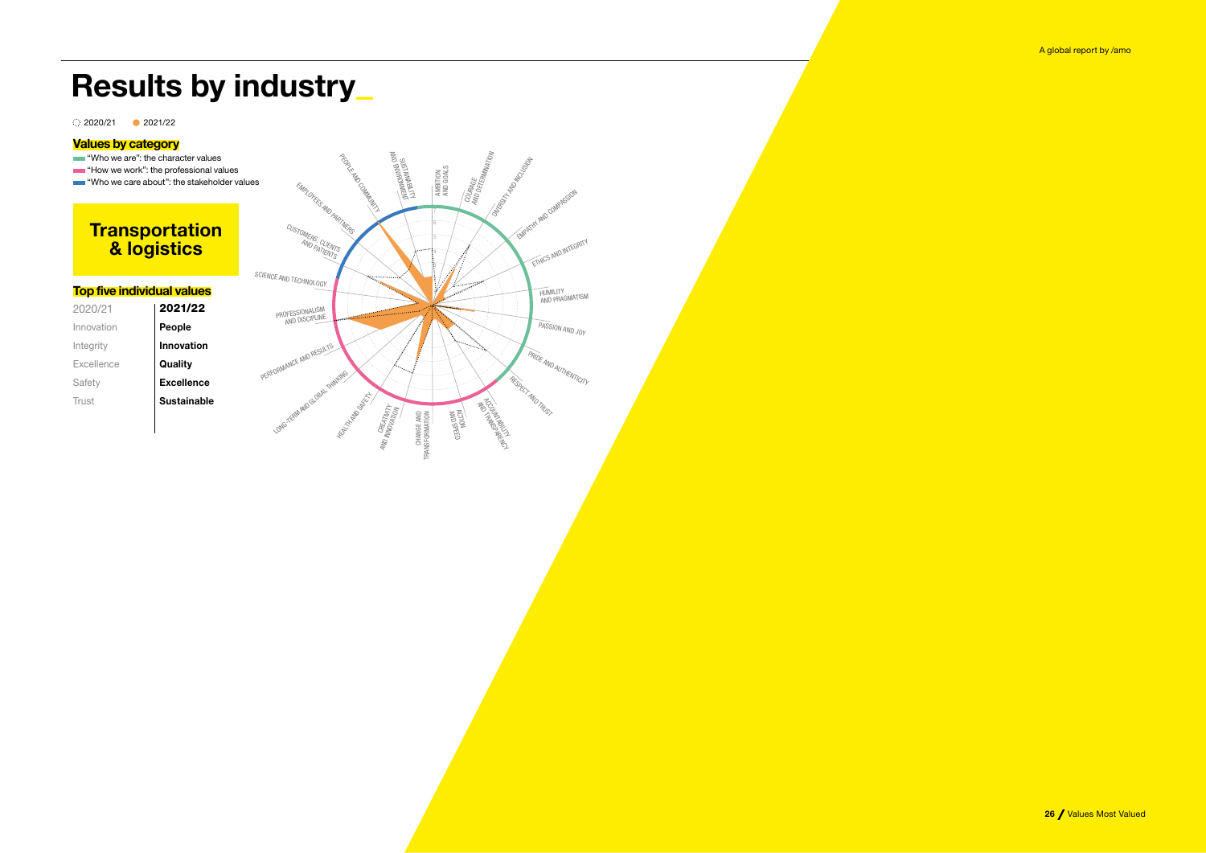# Results by industry_

2020/21 2021/22

**Values by category**

- "Who we are": the character values
- "How we work": the professional values
- "Who we care about": the stakeholder values

## Transportation & logistics

**Top five individual values**

| 2020/21 | 2021/22 |
| --- | --- |
| Innovation | **People** |
| Integrity | **Innovation** |
| Excellence | **Quality** |
| Safety | **Excellence** |
| Trust | **Sustainable** |

PEOPLE AND COMMUNITY
SUSTAINABILITY AND ENVIRONMENT
AMBITION AND GOALS
COURAGE AND DETERMINATION
DIVERSITY AND INCLUSION
EMPATHY AND COMPASSION
ETHICS AND INTEGRITY
HUMILITY AND PRAGMATISM
PASSION AND JOY
PRIDE AND AUTHENTICITY
RESPECT AND TRUST
ACCOUNTABILITY AND TRANSPARENCY
ACTION AND SPEED
CHANGE AND TRANSFORMATION
CREATIVITY AND INNOVATION
HEALTH AND SAFETY
LONG-TERM AND GLOBAL THINKING
PERFORMANCE AND RESULTS
PROFESSIONALISM AND DISCIPLINE
SCIENCE AND TECHNOLOGY
CUSTOMERS, CLIENTS AND PATIENTS
EMPLOYEES AND PARTNERS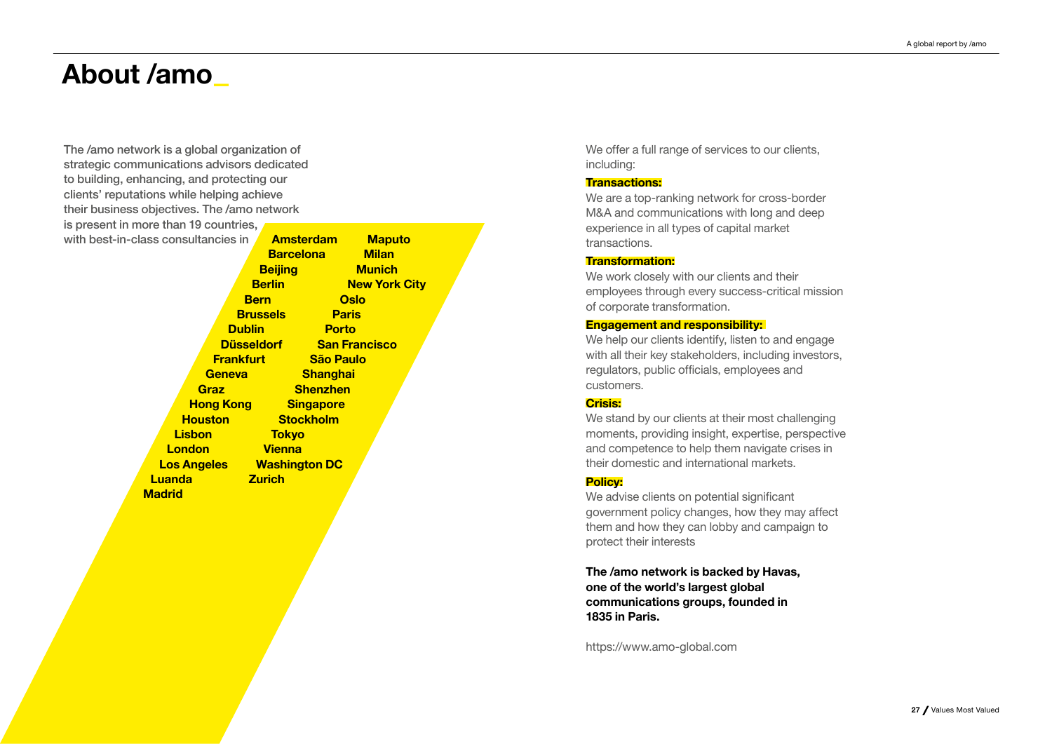# About /amo_

The /amo network is a global organization of strategic communications advisors dedicated to building, enhancing, and protecting our clients' reputations while helping achieve their business objectives. The /amo network is present in more than 19 countries, with best-in-class consultancies in

**Amsterdam**
**Barcelona**
**Beijing**
**Berlin**
**Bern**
**Brussels**
**Dublin**
**Düsseldorf**
**Frankfurt**
**Geneva**
**Graz**
**Hong Kong**
**Houston**
**Lisbon**
**London**
**Los Angeles**
**Luanda**
**Madrid**
**Maputo**
**Milan**
**Munich**
**New York City**
**Oslo**
**Paris**
**Porto**
**San Francisco**
**São Paulo**
**Shanghai**
**Shenzhen**
**Singapore**
**Stockholm**
**Tokyo**
**Vienna**
**Washington DC**
**Zurich**

We offer a full range of services to our clients, including:

**Transactions:**
We are a top-ranking network for cross-border M&A and communications with long and deep experience in all types of capital market transactions.

**Transformation:**
We work closely with our clients and their employees through every success-critical mission of corporate transformation.

**Engagement and responsibility:**
We help our clients identify, listen to and engage with all their key stakeholders, including investors, regulators, public officials, employees and customers.

**Crisis:**
We stand by our clients at their most challenging moments, providing insight, expertise, perspective and competence to help them navigate crises in their domestic and international markets.

**Policy:**
We advise clients on potential significant government policy changes, how they may affect them and how they can lobby and campaign to protect their interests

**The /amo network is backed by Havas, one of the world's largest global communications groups, founded in 1835 in Paris.**

https://www.amo-global.com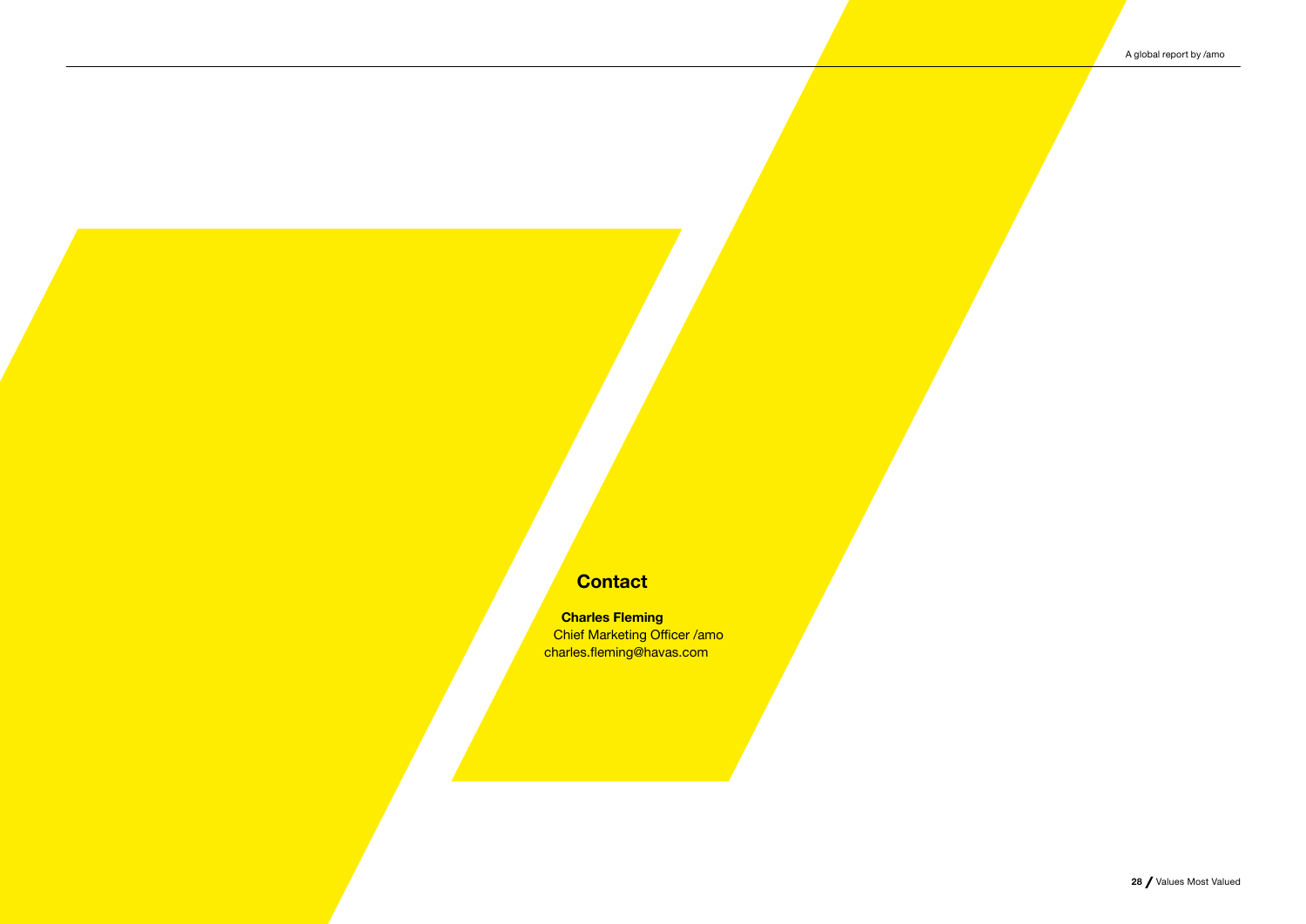## Contact

**Charles Fleming**
Chief Marketing Officer /amo
charles.fleming@havas.com